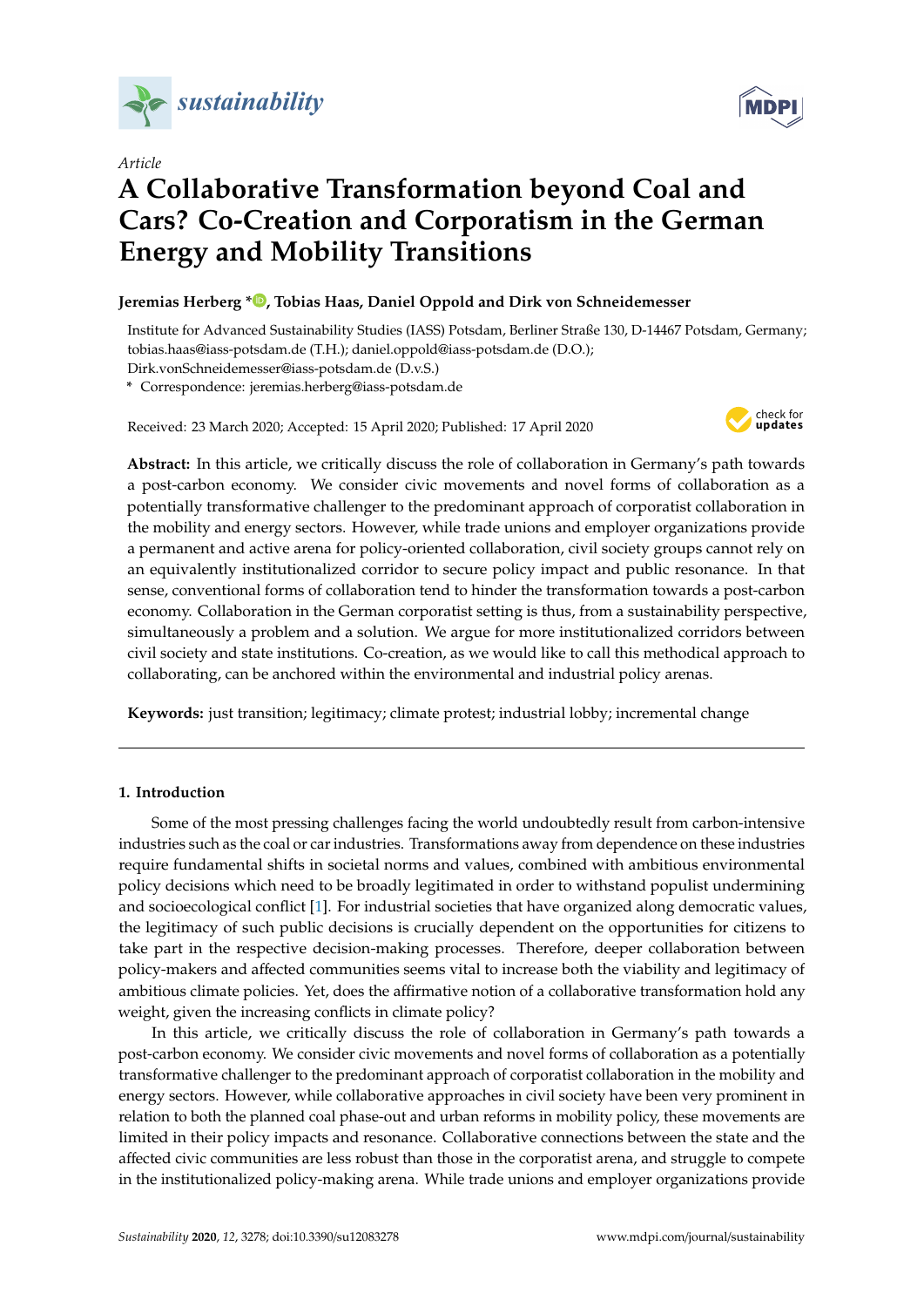*sustainability*

Article

# A Collaborative Transformation beyond Coal and Cars? Co-Creation and Corporatism in the German Energy and Mobility Transitions

**Jeremias Herberg \*, Tobias Haas, Daniel Oppold and Dirk von Schneidemesser**

Institute for Advanced Sustainability Studies (IASS) Potsdam, Berliner Straße 130, D-14467 Potsdam, Germany; tobias.haas@iass-potsdam.de (T.H.); daniel.oppold@iass-potsdam.de (D.O.); Dirk.vonSchneidemesser@iass-potsdam.de (D.v.S.)

\* Correspondence: jeremias.herberg@iass-potsdam.de

Received: 23 March 2020; Accepted: 15 April 2020; Published: 17 April 2020

**Abstract:** In this article, we critically discuss the role of collaboration in Germany's path towards a post-carbon economy. We consider civic movements and novel forms of collaboration as a potentially transformative challenger to the predominant approach of corporatist collaboration in the mobility and energy sectors. However, while trade unions and employer organizations provide a permanent and active arena for policy-oriented collaboration, civil society groups cannot rely on an equivalently institutionalized corridor to secure policy impact and public resonance. In that sense, conventional forms of collaboration tend to hinder the transformation towards a post-carbon economy. Collaboration in the German corporatist setting is thus, from a sustainability perspective, simultaneously a problem and a solution. We argue for more institutionalized corridors between civil society and state institutions. Co-creation, as we would like to call this methodical approach to collaborating, can be anchored within the environmental and industrial policy arenas.

**Keywords:** just transition; legitimacy; climate protest; industrial lobby; incremental change

## 1. Introduction

Some of the most pressing challenges facing the world undoubtedly result from carbon-intensive industries such as the coal or car industries. Transformations away from dependence on these industries require fundamental shifts in societal norms and values, combined with ambitious environmental policy decisions which need to be broadly legitimated in order to withstand populist undermining and socioecological conflict [1]. For industrial societies that have organized along democratic values, the legitimacy of such public decisions is crucially dependent on the opportunities for citizens to take part in the respective decision-making processes. Therefore, deeper collaboration between policy-makers and affected communities seems vital to increase both the viability and legitimacy of ambitious climate policies. Yet, does the affirmative notion of a collaborative transformation hold any weight, given the increasing conflicts in climate policy?

In this article, we critically discuss the role of collaboration in Germany's path towards a post-carbon economy. We consider civic movements and novel forms of collaboration as a potentially transformative challenger to the predominant approach of corporatist collaboration in the mobility and energy sectors. However, while collaborative approaches in civil society have been very prominent in relation to both the planned coal phase-out and urban reforms in mobility policy, these movements are limited in their policy impacts and resonance. Collaborative connections between the state and the affected civic communities are less robust than those in the corporatist arena, and struggle to compete in the institutionalized policy-making arena. While trade unions and employer organizations provide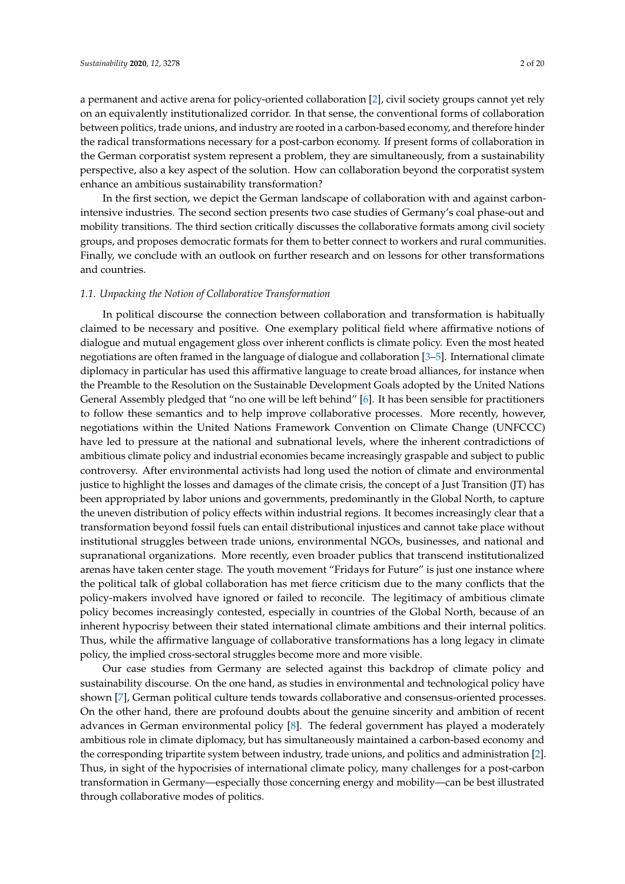a permanent and active arena for policy-oriented collaboration [2], civil society groups cannot yet rely on an equivalently institutionalized corridor. In that sense, the conventional forms of collaboration between politics, trade unions, and industry are rooted in a carbon-based economy, and therefore hinder the radical transformations necessary for a post-carbon economy. If present forms of collaboration in the German corporatist system represent a problem, they are simultaneously, from a sustainability perspective, also a key aspect of the solution. How can collaboration beyond the corporatist system enhance an ambitious sustainability transformation?

In the first section, we depict the German landscape of collaboration with and against carbon-intensive industries. The second section presents two case studies of Germany's coal phase-out and mobility transitions. The third section critically discusses the collaborative formats among civil society groups, and proposes democratic formats for them to better connect to workers and rural communities. Finally, we conclude with an outlook on further research and on lessons for other transformations and countries.

### *1.1. Unpacking the Notion of Collaborative Transformation*

In political discourse the connection between collaboration and transformation is habitually claimed to be necessary and positive. One exemplary political field where affirmative notions of dialogue and mutual engagement gloss over inherent conflicts is climate policy. Even the most heated negotiations are often framed in the language of dialogue and collaboration [3–5]. International climate diplomacy in particular has used this affirmative language to create broad alliances, for instance when the Preamble to the Resolution on the Sustainable Development Goals adopted by the United Nations General Assembly pledged that "no one will be left behind" [6]. It has been sensible for practitioners to follow these semantics and to help improve collaborative processes. More recently, however, negotiations within the United Nations Framework Convention on Climate Change (UNFCCC) have led to pressure at the national and subnational levels, where the inherent contradictions of ambitious climate policy and industrial economies became increasingly graspable and subject to public controversy. After environmental activists had long used the notion of climate and environmental justice to highlight the losses and damages of the climate crisis, the concept of a Just Transition (JT) has been appropriated by labor unions and governments, predominantly in the Global North, to capture the uneven distribution of policy effects within industrial regions. It becomes increasingly clear that a transformation beyond fossil fuels can entail distributional injustices and cannot take place without institutional struggles between trade unions, environmental NGOs, businesses, and national and supranational organizations. More recently, even broader publics that transcend institutionalized arenas have taken center stage. The youth movement "Fridays for Future" is just one instance where the political talk of global collaboration has met fierce criticism due to the many conflicts that the policy-makers involved have ignored or failed to reconcile. The legitimacy of ambitious climate policy becomes increasingly contested, especially in countries of the Global North, because of an inherent hypocrisy between their stated international climate ambitions and their internal politics. Thus, while the affirmative language of collaborative transformations has a long legacy in climate policy, the implied cross-sectoral struggles become more and more visible.

Our case studies from Germany are selected against this backdrop of climate policy and sustainability discourse. On the one hand, as studies in environmental and technological policy have shown [7], German political culture tends towards collaborative and consensus-oriented processes. On the other hand, there are profound doubts about the genuine sincerity and ambition of recent advances in German environmental policy [8]. The federal government has played a moderately ambitious role in climate diplomacy, but has simultaneously maintained a carbon-based economy and the corresponding tripartite system between industry, trade unions, and politics and administration [2]. Thus, in sight of the hypocrisies of international climate policy, many challenges for a post-carbon transformation in Germany—especially those concerning energy and mobility—can be best illustrated through collaborative modes of politics.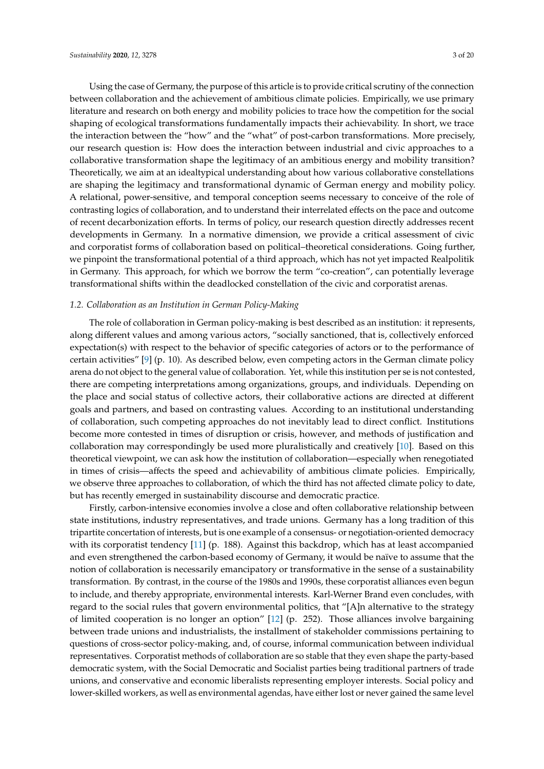Using the case of Germany, the purpose of this article is to provide critical scrutiny of the connection between collaboration and the achievement of ambitious climate policies. Empirically, we use primary literature and research on both energy and mobility policies to trace how the competition for the social shaping of ecological transformations fundamentally impacts their achievability. In short, we trace the interaction between the "how" and the "what" of post-carbon transformations. More precisely, our research question is: How does the interaction between industrial and civic approaches to a collaborative transformation shape the legitimacy of an ambitious energy and mobility transition? Theoretically, we aim at an idealtypical understanding about how various collaborative constellations are shaping the legitimacy and transformational dynamic of German energy and mobility policy. A relational, power-sensitive, and temporal conception seems necessary to conceive of the role of contrasting logics of collaboration, and to understand their interrelated effects on the pace and outcome of recent decarbonization efforts. In terms of policy, our research question directly addresses recent developments in Germany. In a normative dimension, we provide a critical assessment of civic and corporatist forms of collaboration based on political–theoretical considerations. Going further, we pinpoint the transformational potential of a third approach, which has not yet impacted Realpolitik in Germany. This approach, for which we borrow the term "co-creation", can potentially leverage transformational shifts within the deadlocked constellation of the civic and corporatist arenas.

### *1.2. Collaboration as an Institution in German Policy-Making*

The role of collaboration in German policy-making is best described as an institution: it represents, along different values and among various actors, "socially sanctioned, that is, collectively enforced expectation(s) with respect to the behavior of specific categories of actors or to the performance of certain activities" [9] (p. 10). As described below, even competing actors in the German climate policy arena do not object to the general value of collaboration. Yet, while this institution per se is not contested, there are competing interpretations among organizations, groups, and individuals. Depending on the place and social status of collective actors, their collaborative actions are directed at different goals and partners, and based on contrasting values. According to an institutional understanding of collaboration, such competing approaches do not inevitably lead to direct conflict. Institutions become more contested in times of disruption or crisis, however, and methods of justification and collaboration may correspondingly be used more pluralistically and creatively [10]. Based on this theoretical viewpoint, we can ask how the institution of collaboration—especially when renegotiated in times of crisis—affects the speed and achievability of ambitious climate policies. Empirically, we observe three approaches to collaboration, of which the third has not affected climate policy to date, but has recently emerged in sustainability discourse and democratic practice.

Firstly, carbon-intensive economies involve a close and often collaborative relationship between state institutions, industry representatives, and trade unions. Germany has a long tradition of this tripartite concertation of interests, but is one example of a consensus- or negotiation-oriented democracy with its corporatist tendency [11] (p. 188). Against this backdrop, which has at least accompanied and even strengthened the carbon-based economy of Germany, it would be naïve to assume that the notion of collaboration is necessarily emancipatory or transformative in the sense of a sustainability transformation. By contrast, in the course of the 1980s and 1990s, these corporatist alliances even begun to include, and thereby appropriate, environmental interests. Karl-Werner Brand even concludes, with regard to the social rules that govern environmental politics, that "[A]n alternative to the strategy of limited cooperation is no longer an option" [12] (p. 252). Those alliances involve bargaining between trade unions and industrialists, the installment of stakeholder commissions pertaining to questions of cross-sector policy-making, and, of course, informal communication between individual representatives. Corporatist methods of collaboration are so stable that they even shape the party-based democratic system, with the Social Democratic and Socialist parties being traditional partners of trade unions, and conservative and economic liberalists representing employer interests. Social policy and lower-skilled workers, as well as environmental agendas, have either lost or never gained the same level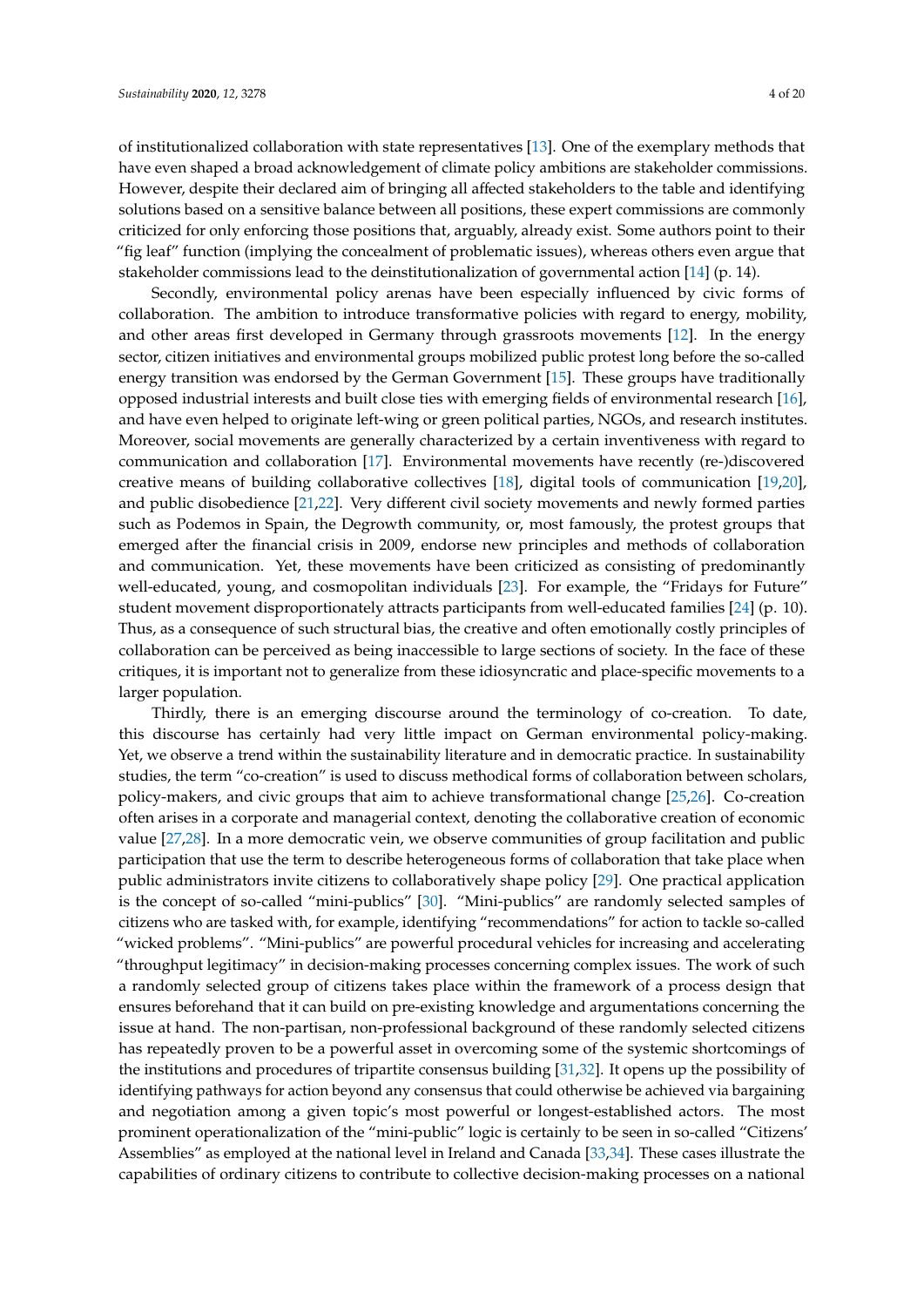of institutionalized collaboration with state representatives [13]. One of the exemplary methods that have even shaped a broad acknowledgement of climate policy ambitions are stakeholder commissions. However, despite their declared aim of bringing all affected stakeholders to the table and identifying solutions based on a sensitive balance between all positions, these expert commissions are commonly criticized for only enforcing those positions that, arguably, already exist. Some authors point to their "fig leaf" function (implying the concealment of problematic issues), whereas others even argue that stakeholder commissions lead to the deinstitutionalization of governmental action [14] (p. 14).

Secondly, environmental policy arenas have been especially influenced by civic forms of collaboration. The ambition to introduce transformative policies with regard to energy, mobility, and other areas first developed in Germany through grassroots movements [12]. In the energy sector, citizen initiatives and environmental groups mobilized public protest long before the so-called energy transition was endorsed by the German Government [15]. These groups have traditionally opposed industrial interests and built close ties with emerging fields of environmental research [16], and have even helped to originate left-wing or green political parties, NGOs, and research institutes. Moreover, social movements are generally characterized by a certain inventiveness with regard to communication and collaboration [17]. Environmental movements have recently (re-)discovered creative means of building collaborative collectives [18], digital tools of communication [19,20], and public disobedience [21,22]. Very different civil society movements and newly formed parties such as Podemos in Spain, the Degrowth community, or, most famously, the protest groups that emerged after the financial crisis in 2009, endorse new principles and methods of collaboration and communication. Yet, these movements have been criticized as consisting of predominantly well-educated, young, and cosmopolitan individuals [23]. For example, the "Fridays for Future" student movement disproportionately attracts participants from well-educated families [24] (p. 10). Thus, as a consequence of such structural bias, the creative and often emotionally costly principles of collaboration can be perceived as being inaccessible to large sections of society. In the face of these critiques, it is important not to generalize from these idiosyncratic and place-specific movements to a larger population.

Thirdly, there is an emerging discourse around the terminology of co-creation. To date, this discourse has certainly had very little impact on German environmental policy-making. Yet, we observe a trend within the sustainability literature and in democratic practice. In sustainability studies, the term "co-creation" is used to discuss methodical forms of collaboration between scholars, policy-makers, and civic groups that aim to achieve transformational change [25,26]. Co-creation often arises in a corporate and managerial context, denoting the collaborative creation of economic value [27,28]. In a more democratic vein, we observe communities of group facilitation and public participation that use the term to describe heterogeneous forms of collaboration that take place when public administrators invite citizens to collaboratively shape policy [29]. One practical application is the concept of so-called "mini-publics" [30]. "Mini-publics" are randomly selected samples of citizens who are tasked with, for example, identifying "recommendations" for action to tackle so-called "wicked problems". "Mini-publics" are powerful procedural vehicles for increasing and accelerating "throughput legitimacy" in decision-making processes concerning complex issues. The work of such a randomly selected group of citizens takes place within the framework of a process design that ensures beforehand that it can build on pre-existing knowledge and argumentations concerning the issue at hand. The non-partisan, non-professional background of these randomly selected citizens has repeatedly proven to be a powerful asset in overcoming some of the systemic shortcomings of the institutions and procedures of tripartite consensus building [31,32]. It opens up the possibility of identifying pathways for action beyond any consensus that could otherwise be achieved via bargaining and negotiation among a given topic's most powerful or longest-established actors. The most prominent operationalization of the "mini-public" logic is certainly to be seen in so-called "Citizens' Assemblies" as employed at the national level in Ireland and Canada [33,34]. These cases illustrate the capabilities of ordinary citizens to contribute to collective decision-making processes on a national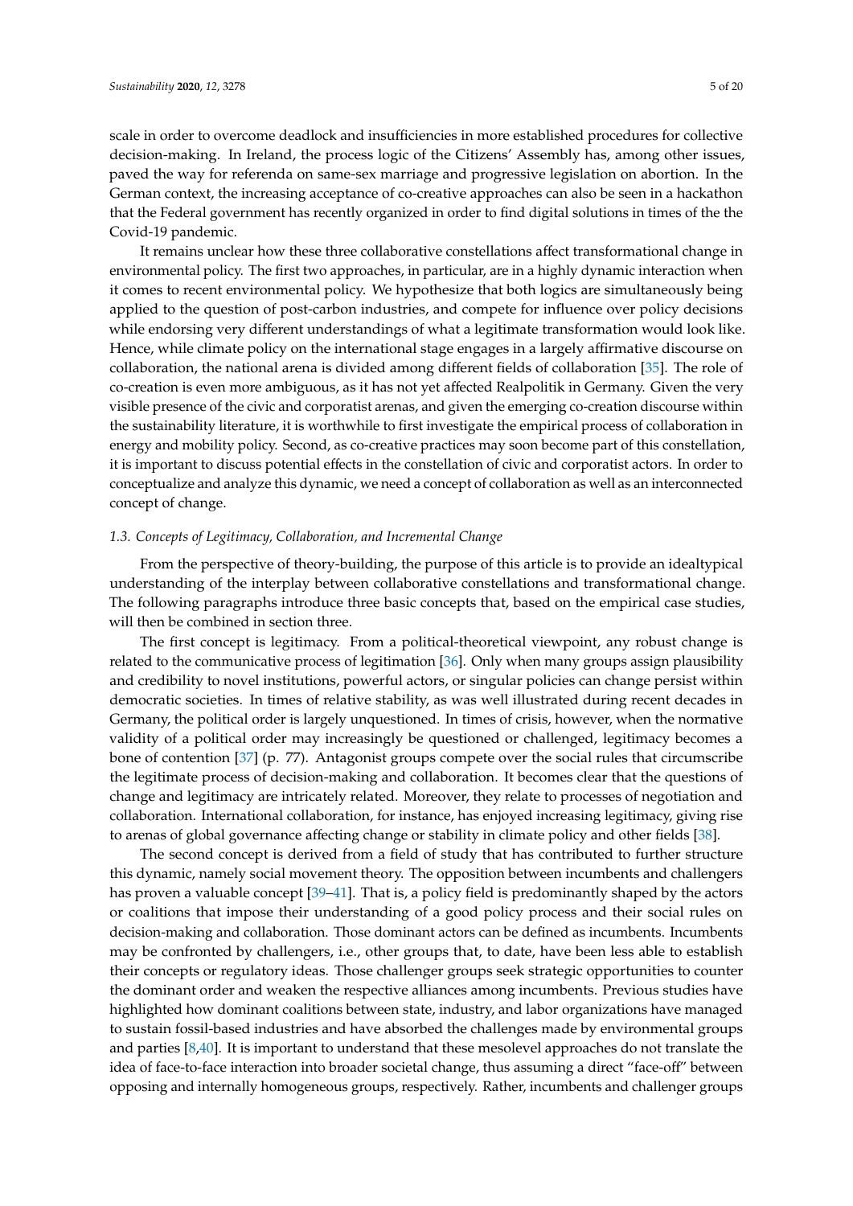scale in order to overcome deadlock and insufficiencies in more established procedures for collective decision-making. In Ireland, the process logic of the Citizens' Assembly has, among other issues, paved the way for referenda on same-sex marriage and progressive legislation on abortion. In the German context, the increasing acceptance of co-creative approaches can also be seen in a hackathon that the Federal government has recently organized in order to find digital solutions in times of the the Covid-19 pandemic.

It remains unclear how these three collaborative constellations affect transformational change in environmental policy. The first two approaches, in particular, are in a highly dynamic interaction when it comes to recent environmental policy. We hypothesize that both logics are simultaneously being applied to the question of post-carbon industries, and compete for influence over policy decisions while endorsing very different understandings of what a legitimate transformation would look like. Hence, while climate policy on the international stage engages in a largely affirmative discourse on collaboration, the national arena is divided among different fields of collaboration [35]. The role of co-creation is even more ambiguous, as it has not yet affected Realpolitik in Germany. Given the very visible presence of the civic and corporatist arenas, and given the emerging co-creation discourse within the sustainability literature, it is worthwhile to first investigate the empirical process of collaboration in energy and mobility policy. Second, as co-creative practices may soon become part of this constellation, it is important to discuss potential effects in the constellation of civic and corporatist actors. In order to conceptualize and analyze this dynamic, we need a concept of collaboration as well as an interconnected concept of change.

### *1.3. Concepts of Legitimacy, Collaboration, and Incremental Change*

From the perspective of theory-building, the purpose of this article is to provide an idealtypical understanding of the interplay between collaborative constellations and transformational change. The following paragraphs introduce three basic concepts that, based on the empirical case studies, will then be combined in section three.

The first concept is legitimacy. From a political-theoretical viewpoint, any robust change is related to the communicative process of legitimation [36]. Only when many groups assign plausibility and credibility to novel institutions, powerful actors, or singular policies can change persist within democratic societies. In times of relative stability, as was well illustrated during recent decades in Germany, the political order is largely unquestioned. In times of crisis, however, when the normative validity of a political order may increasingly be questioned or challenged, legitimacy becomes a bone of contention [37] (p. 77). Antagonist groups compete over the social rules that circumscribe the legitimate process of decision-making and collaboration. It becomes clear that the questions of change and legitimacy are intricately related. Moreover, they relate to processes of negotiation and collaboration. International collaboration, for instance, has enjoyed increasing legitimacy, giving rise to arenas of global governance affecting change or stability in climate policy and other fields [38].

The second concept is derived from a field of study that has contributed to further structure this dynamic, namely social movement theory. The opposition between incumbents and challengers has proven a valuable concept [39–41]. That is, a policy field is predominantly shaped by the actors or coalitions that impose their understanding of a good policy process and their social rules on decision-making and collaboration. Those dominant actors can be defined as incumbents. Incumbents may be confronted by challengers, i.e., other groups that, to date, have been less able to establish their concepts or regulatory ideas. Those challenger groups seek strategic opportunities to counter the dominant order and weaken the respective alliances among incumbents. Previous studies have highlighted how dominant coalitions between state, industry, and labor organizations have managed to sustain fossil-based industries and have absorbed the challenges made by environmental groups and parties [8,40]. It is important to understand that these mesolevel approaches do not translate the idea of face-to-face interaction into broader societal change, thus assuming a direct "face-off" between opposing and internally homogeneous groups, respectively. Rather, incumbents and challenger groups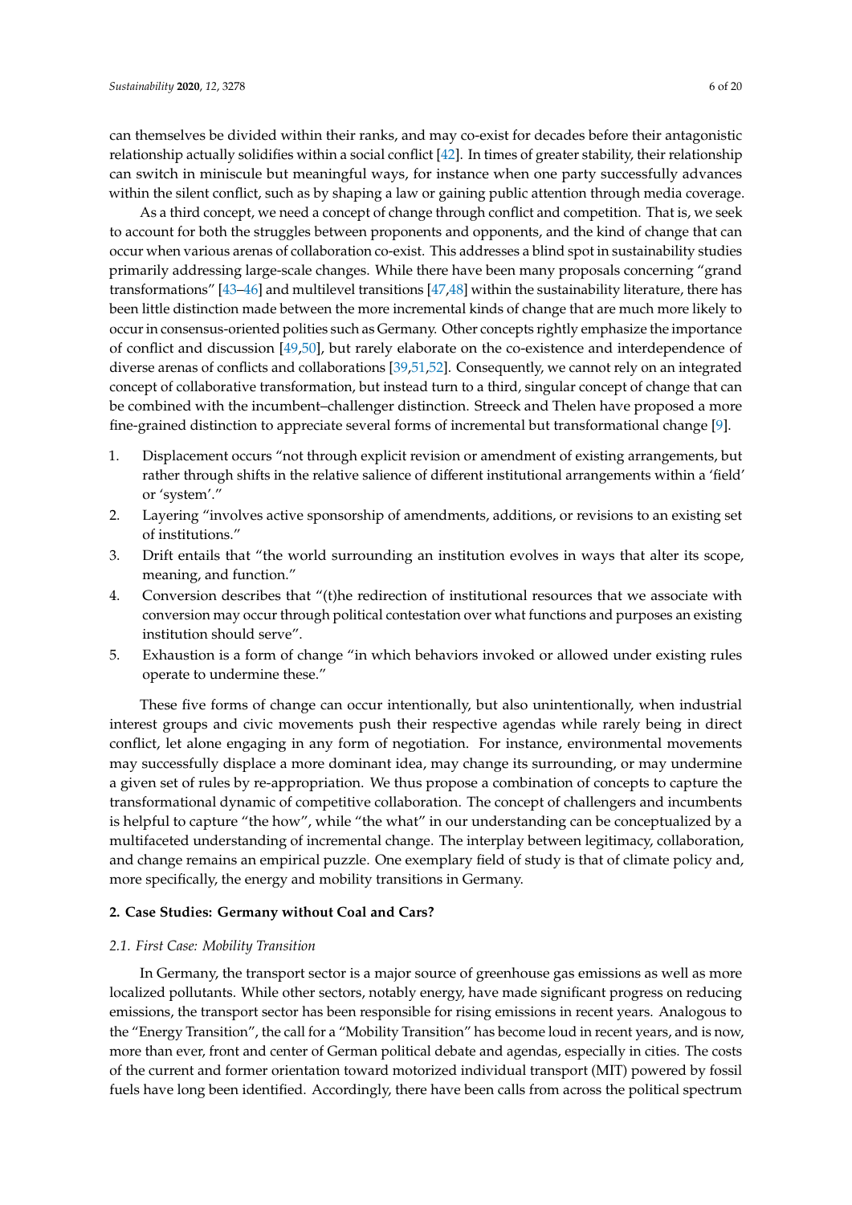can themselves be divided within their ranks, and may co-exist for decades before their antagonistic relationship actually solidifies within a social conflict [42]. In times of greater stability, their relationship can switch in miniscule but meaningful ways, for instance when one party successfully advances within the silent conflict, such as by shaping a law or gaining public attention through media coverage.

As a third concept, we need a concept of change through conflict and competition. That is, we seek to account for both the struggles between proponents and opponents, and the kind of change that can occur when various arenas of collaboration co-exist. This addresses a blind spot in sustainability studies primarily addressing large-scale changes. While there have been many proposals concerning "grand transformations" [43–46] and multilevel transitions [47,48] within the sustainability literature, there has been little distinction made between the more incremental kinds of change that are much more likely to occur in consensus-oriented polities such as Germany. Other concepts rightly emphasize the importance of conflict and discussion [49,50], but rarely elaborate on the co-existence and interdependence of diverse arenas of conflicts and collaborations [39,51,52]. Consequently, we cannot rely on an integrated concept of collaborative transformation, but instead turn to a third, singular concept of change that can be combined with the incumbent–challenger distinction. Streeck and Thelen have proposed a more fine-grained distinction to appreciate several forms of incremental but transformational change [9].

1. Displacement occurs "not through explicit revision or amendment of existing arrangements, but rather through shifts in the relative salience of different institutional arrangements within a 'field' or 'system'."
2. Layering "involves active sponsorship of amendments, additions, or revisions to an existing set of institutions."
3. Drift entails that "the world surrounding an institution evolves in ways that alter its scope, meaning, and function."
4. Conversion describes that "(t)he redirection of institutional resources that we associate with conversion may occur through political contestation over what functions and purposes an existing institution should serve".
5. Exhaustion is a form of change "in which behaviors invoked or allowed under existing rules operate to undermine these."

These five forms of change can occur intentionally, but also unintentionally, when industrial interest groups and civic movements push their respective agendas while rarely being in direct conflict, let alone engaging in any form of negotiation. For instance, environmental movements may successfully displace a more dominant idea, may change its surrounding, or may undermine a given set of rules by re-appropriation. We thus propose a combination of concepts to capture the transformational dynamic of competitive collaboration. The concept of challengers and incumbents is helpful to capture "the how", while "the what" in our understanding can be conceptualized by a multifaceted understanding of incremental change. The interplay between legitimacy, collaboration, and change remains an empirical puzzle. One exemplary field of study is that of climate policy and, more specifically, the energy and mobility transitions in Germany.

## 2. Case Studies: Germany without Coal and Cars?

### 2.1. First Case: Mobility Transition

In Germany, the transport sector is a major source of greenhouse gas emissions as well as more localized pollutants. While other sectors, notably energy, have made significant progress on reducing emissions, the transport sector has been responsible for rising emissions in recent years. Analogous to the "Energy Transition", the call for a "Mobility Transition" has become loud in recent years, and is now, more than ever, front and center of German political debate and agendas, especially in cities. The costs of the current and former orientation toward motorized individual transport (MIT) powered by fossil fuels have long been identified. Accordingly, there have been calls from across the political spectrum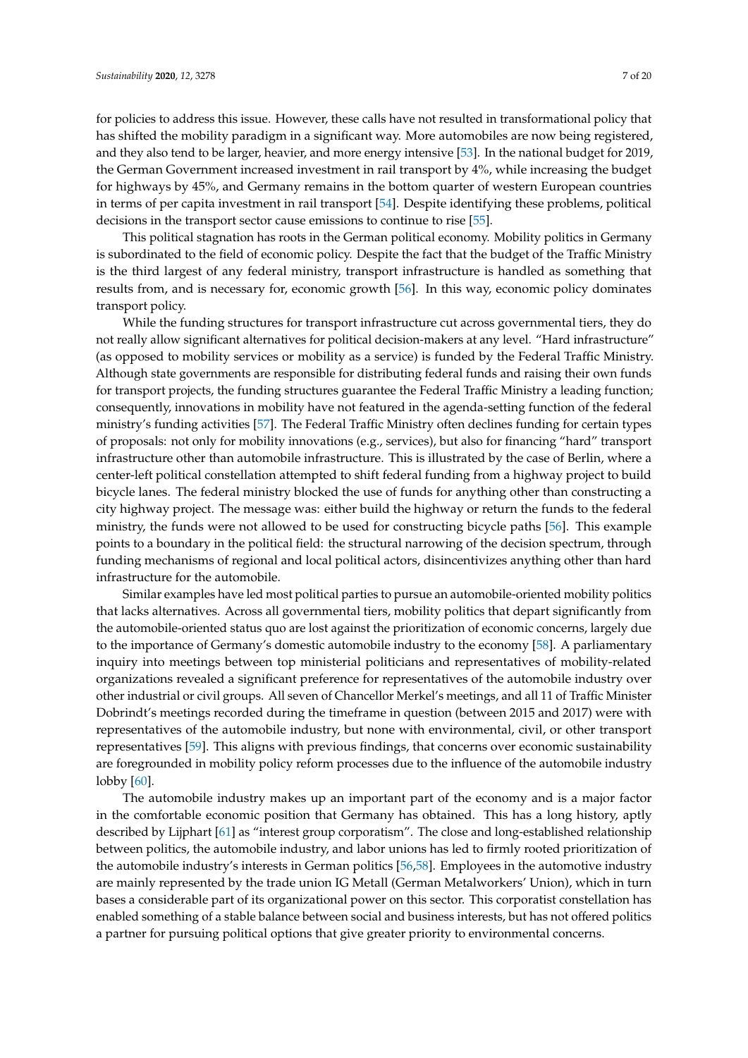for policies to address this issue. However, these calls have not resulted in transformational policy that has shifted the mobility paradigm in a significant way. More automobiles are now being registered, and they also tend to be larger, heavier, and more energy intensive [53]. In the national budget for 2019, the German Government increased investment in rail transport by 4%, while increasing the budget for highways by 45%, and Germany remains in the bottom quarter of western European countries in terms of per capita investment in rail transport [54]. Despite identifying these problems, political decisions in the transport sector cause emissions to continue to rise [55].

This political stagnation has roots in the German political economy. Mobility politics in Germany is subordinated to the field of economic policy. Despite the fact that the budget of the Traffic Ministry is the third largest of any federal ministry, transport infrastructure is handled as something that results from, and is necessary for, economic growth [56]. In this way, economic policy dominates transport policy.

While the funding structures for transport infrastructure cut across governmental tiers, they do not really allow significant alternatives for political decision-makers at any level. "Hard infrastructure" (as opposed to mobility services or mobility as a service) is funded by the Federal Traffic Ministry. Although state governments are responsible for distributing federal funds and raising their own funds for transport projects, the funding structures guarantee the Federal Traffic Ministry a leading function; consequently, innovations in mobility have not featured in the agenda-setting function of the federal ministry's funding activities [57]. The Federal Traffic Ministry often declines funding for certain types of proposals: not only for mobility innovations (e.g., services), but also for financing "hard" transport infrastructure other than automobile infrastructure. This is illustrated by the case of Berlin, where a center-left political constellation attempted to shift federal funding from a highway project to build bicycle lanes. The federal ministry blocked the use of funds for anything other than constructing a city highway project. The message was: either build the highway or return the funds to the federal ministry, the funds were not allowed to be used for constructing bicycle paths [56]. This example points to a boundary in the political field: the structural narrowing of the decision spectrum, through funding mechanisms of regional and local political actors, disincentivizes anything other than hard infrastructure for the automobile.

Similar examples have led most political parties to pursue an automobile-oriented mobility politics that lacks alternatives. Across all governmental tiers, mobility politics that depart significantly from the automobile-oriented status quo are lost against the prioritization of economic concerns, largely due to the importance of Germany's domestic automobile industry to the economy [58]. A parliamentary inquiry into meetings between top ministerial politicians and representatives of mobility-related organizations revealed a significant preference for representatives of the automobile industry over other industrial or civil groups. All seven of Chancellor Merkel's meetings, and all 11 of Traffic Minister Dobrindt's meetings recorded during the timeframe in question (between 2015 and 2017) were with representatives of the automobile industry, but none with environmental, civil, or other transport representatives [59]. This aligns with previous findings, that concerns over economic sustainability are foregrounded in mobility policy reform processes due to the influence of the automobile industry lobby [60].

The automobile industry makes up an important part of the economy and is a major factor in the comfortable economic position that Germany has obtained. This has a long history, aptly described by Lijphart [61] as "interest group corporatism". The close and long-established relationship between politics, the automobile industry, and labor unions has led to firmly rooted prioritization of the automobile industry's interests in German politics [56,58]. Employees in the automotive industry are mainly represented by the trade union IG Metall (German Metalworkers' Union), which in turn bases a considerable part of its organizational power on this sector. This corporatist constellation has enabled something of a stable balance between social and business interests, but has not offered politics a partner for pursuing political options that give greater priority to environmental concerns.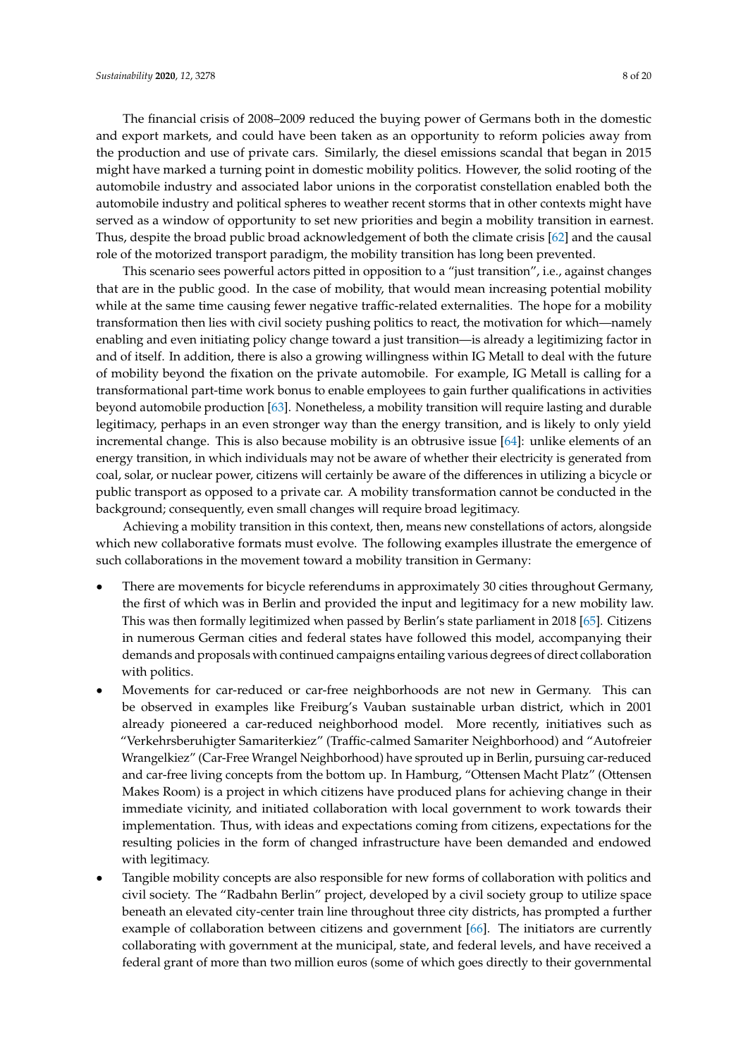The financial crisis of 2008–2009 reduced the buying power of Germans both in the domestic and export markets, and could have been taken as an opportunity to reform policies away from the production and use of private cars. Similarly, the diesel emissions scandal that began in 2015 might have marked a turning point in domestic mobility politics. However, the solid rooting of the automobile industry and associated labor unions in the corporatist constellation enabled both the automobile industry and political spheres to weather recent storms that in other contexts might have served as a window of opportunity to set new priorities and begin a mobility transition in earnest. Thus, despite the broad public broad acknowledgement of both the climate crisis [62] and the causal role of the motorized transport paradigm, the mobility transition has long been prevented.

This scenario sees powerful actors pitted in opposition to a "just transition", i.e., against changes that are in the public good. In the case of mobility, that would mean increasing potential mobility while at the same time causing fewer negative traffic-related externalities. The hope for a mobility transformation then lies with civil society pushing politics to react, the motivation for which—namely enabling and even initiating policy change toward a just transition—is already a legitimizing factor in and of itself. In addition, there is also a growing willingness within IG Metall to deal with the future of mobility beyond the fixation on the private automobile. For example, IG Metall is calling for a transformational part-time work bonus to enable employees to gain further qualifications in activities beyond automobile production [63]. Nonetheless, a mobility transition will require lasting and durable legitimacy, perhaps in an even stronger way than the energy transition, and is likely to only yield incremental change. This is also because mobility is an obtrusive issue [64]: unlike elements of an energy transition, in which individuals may not be aware of whether their electricity is generated from coal, solar, or nuclear power, citizens will certainly be aware of the differences in utilizing a bicycle or public transport as opposed to a private car. A mobility transformation cannot be conducted in the background; consequently, even small changes will require broad legitimacy.

Achieving a mobility transition in this context, then, means new constellations of actors, alongside which new collaborative formats must evolve. The following examples illustrate the emergence of such collaborations in the movement toward a mobility transition in Germany:

- There are movements for bicycle referendums in approximately 30 cities throughout Germany, the first of which was in Berlin and provided the input and legitimacy for a new mobility law. This was then formally legitimized when passed by Berlin's state parliament in 2018 [65]. Citizens in numerous German cities and federal states have followed this model, accompanying their demands and proposals with continued campaigns entailing various degrees of direct collaboration with politics.
- Movements for car-reduced or car-free neighborhoods are not new in Germany. This can be observed in examples like Freiburg's Vauban sustainable urban district, which in 2001 already pioneered a car-reduced neighborhood model. More recently, initiatives such as "Verkehrsberuhigter Samariterkiez" (Traffic-calmed Samariter Neighborhood) and "Autofreier Wrangelkiez" (Car-Free Wrangel Neighborhood) have sprouted up in Berlin, pursuing car-reduced and car-free living concepts from the bottom up. In Hamburg, "Ottensen Macht Platz" (Ottensen Makes Room) is a project in which citizens have produced plans for achieving change in their immediate vicinity, and initiated collaboration with local government to work towards their implementation. Thus, with ideas and expectations coming from citizens, expectations for the resulting policies in the form of changed infrastructure have been demanded and endowed with legitimacy.
- Tangible mobility concepts are also responsible for new forms of collaboration with politics and civil society. The "Radbahn Berlin" project, developed by a civil society group to utilize space beneath an elevated city-center train line throughout three city districts, has prompted a further example of collaboration between citizens and government [66]. The initiators are currently collaborating with government at the municipal, state, and federal levels, and have received a federal grant of more than two million euros (some of which goes directly to their governmental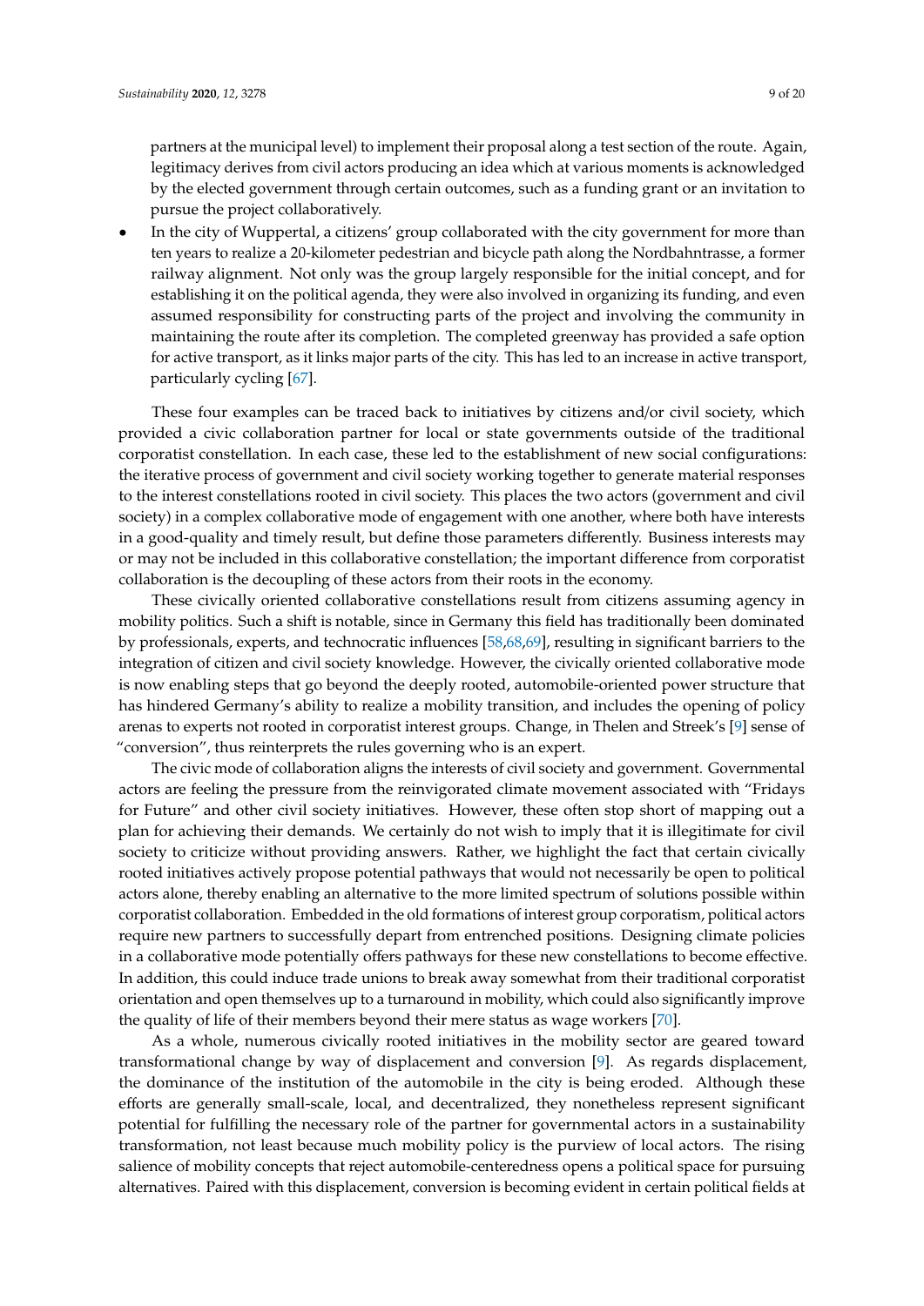partners at the municipal level) to implement their proposal along a test section of the route. Again, legitimacy derives from civil actors producing an idea which at various moments is acknowledged by the elected government through certain outcomes, such as a funding grant or an invitation to pursue the project collaboratively.

- In the city of Wuppertal, a citizens' group collaborated with the city government for more than ten years to realize a 20-kilometer pedestrian and bicycle path along the Nordbahntrasse, a former railway alignment. Not only was the group largely responsible for the initial concept, and for establishing it on the political agenda, they were also involved in organizing its funding, and even assumed responsibility for constructing parts of the project and involving the community in maintaining the route after its completion. The completed greenway has provided a safe option for active transport, as it links major parts of the city. This has led to an increase in active transport, particularly cycling [67].

These four examples can be traced back to initiatives by citizens and/or civil society, which provided a civic collaboration partner for local or state governments outside of the traditional corporatist constellation. In each case, these led to the establishment of new social configurations: the iterative process of government and civil society working together to generate material responses to the interest constellations rooted in civil society. This places the two actors (government and civil society) in a complex collaborative mode of engagement with one another, where both have interests in a good-quality and timely result, but define those parameters differently. Business interests may or may not be included in this collaborative constellation; the important difference from corporatist collaboration is the decoupling of these actors from their roots in the economy.

These civically oriented collaborative constellations result from citizens assuming agency in mobility politics. Such a shift is notable, since in Germany this field has traditionally been dominated by professionals, experts, and technocratic influences [58,68,69], resulting in significant barriers to the integration of citizen and civil society knowledge. However, the civically oriented collaborative mode is now enabling steps that go beyond the deeply rooted, automobile-oriented power structure that has hindered Germany's ability to realize a mobility transition, and includes the opening of policy arenas to experts not rooted in corporatist interest groups. Change, in Thelen and Streek's [9] sense of "conversion", thus reinterprets the rules governing who is an expert.

The civic mode of collaboration aligns the interests of civil society and government. Governmental actors are feeling the pressure from the reinvigorated climate movement associated with "Fridays for Future" and other civil society initiatives. However, these often stop short of mapping out a plan for achieving their demands. We certainly do not wish to imply that it is illegitimate for civil society to criticize without providing answers. Rather, we highlight the fact that certain civically rooted initiatives actively propose potential pathways that would not necessarily be open to political actors alone, thereby enabling an alternative to the more limited spectrum of solutions possible within corporatist collaboration. Embedded in the old formations of interest group corporatism, political actors require new partners to successfully depart from entrenched positions. Designing climate policies in a collaborative mode potentially offers pathways for these new constellations to become effective. In addition, this could induce trade unions to break away somewhat from their traditional corporatist orientation and open themselves up to a turnaround in mobility, which could also significantly improve the quality of life of their members beyond their mere status as wage workers [70].

As a whole, numerous civically rooted initiatives in the mobility sector are geared toward transformational change by way of displacement and conversion [9]. As regards displacement, the dominance of the institution of the automobile in the city is being eroded. Although these efforts are generally small-scale, local, and decentralized, they nonetheless represent significant potential for fulfilling the necessary role of the partner for governmental actors in a sustainability transformation, not least because much mobility policy is the purview of local actors. The rising salience of mobility concepts that reject automobile-centeredness opens a political space for pursuing alternatives. Paired with this displacement, conversion is becoming evident in certain political fields at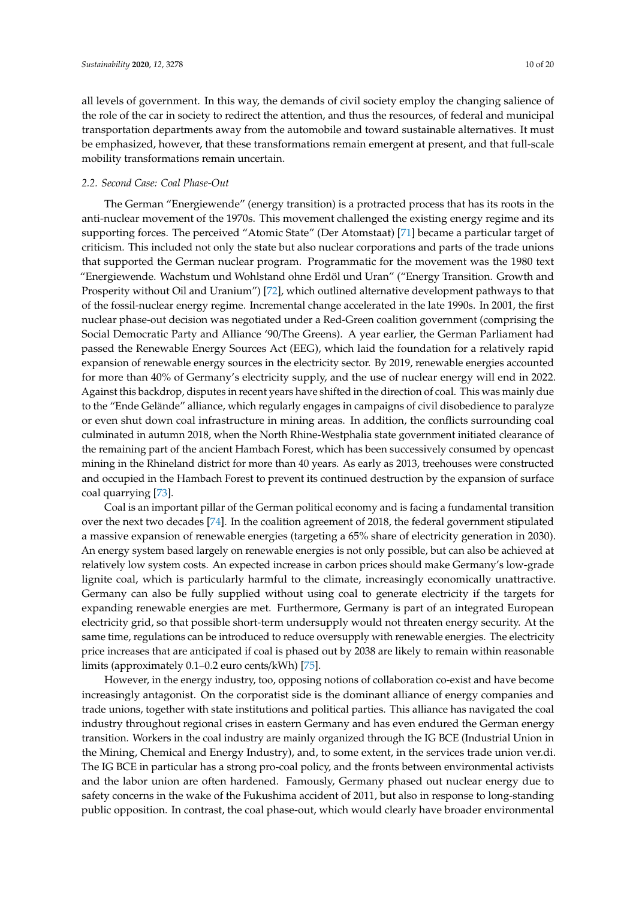all levels of government. In this way, the demands of civil society employ the changing salience of the role of the car in society to redirect the attention, and thus the resources, of federal and municipal transportation departments away from the automobile and toward sustainable alternatives. It must be emphasized, however, that these transformations remain emergent at present, and that full-scale mobility transformations remain uncertain.

### 2.2. Second Case: Coal Phase-Out

The German "Energiewende" (energy transition) is a protracted process that has its roots in the anti-nuclear movement of the 1970s. This movement challenged the existing energy regime and its supporting forces. The perceived "Atomic State" (Der Atomstaat) [71] became a particular target of criticism. This included not only the state but also nuclear corporations and parts of the trade unions that supported the German nuclear program. Programmatic for the movement was the 1980 text "Energiewende. Wachstum und Wohlstand ohne Erdöl und Uran" ("Energy Transition. Growth and Prosperity without Oil and Uranium") [72], which outlined alternative development pathways to that of the fossil-nuclear energy regime. Incremental change accelerated in the late 1990s. In 2001, the first nuclear phase-out decision was negotiated under a Red-Green coalition government (comprising the Social Democratic Party and Alliance '90/The Greens). A year earlier, the German Parliament had passed the Renewable Energy Sources Act (EEG), which laid the foundation for a relatively rapid expansion of renewable energy sources in the electricity sector. By 2019, renewable energies accounted for more than 40% of Germany's electricity supply, and the use of nuclear energy will end in 2022. Against this backdrop, disputes in recent years have shifted in the direction of coal. This was mainly due to the "Ende Gelände" alliance, which regularly engages in campaigns of civil disobedience to paralyze or even shut down coal infrastructure in mining areas. In addition, the conflicts surrounding coal culminated in autumn 2018, when the North Rhine-Westphalia state government initiated clearance of the remaining part of the ancient Hambach Forest, which has been successively consumed by opencast mining in the Rhineland district for more than 40 years. As early as 2013, treehouses were constructed and occupied in the Hambach Forest to prevent its continued destruction by the expansion of surface coal quarrying [73].

Coal is an important pillar of the German political economy and is facing a fundamental transition over the next two decades [74]. In the coalition agreement of 2018, the federal government stipulated a massive expansion of renewable energies (targeting a 65% share of electricity generation in 2030). An energy system based largely on renewable energies is not only possible, but can also be achieved at relatively low system costs. An expected increase in carbon prices should make Germany's low-grade lignite coal, which is particularly harmful to the climate, increasingly economically unattractive. Germany can also be fully supplied without using coal to generate electricity if the targets for expanding renewable energies are met. Furthermore, Germany is part of an integrated European electricity grid, so that possible short-term undersupply would not threaten energy security. At the same time, regulations can be introduced to reduce oversupply with renewable energies. The electricity price increases that are anticipated if coal is phased out by 2038 are likely to remain within reasonable limits (approximately 0.1–0.2 euro cents/kWh) [75].

However, in the energy industry, too, opposing notions of collaboration co-exist and have become increasingly antagonist. On the corporatist side is the dominant alliance of energy companies and trade unions, together with state institutions and political parties. This alliance has navigated the coal industry throughout regional crises in eastern Germany and has even endured the German energy transition. Workers in the coal industry are mainly organized through the IG BCE (Industrial Union in the Mining, Chemical and Energy Industry), and, to some extent, in the services trade union ver.di. The IG BCE in particular has a strong pro-coal policy, and the fronts between environmental activists and the labor union are often hardened. Famously, Germany phased out nuclear energy due to safety concerns in the wake of the Fukushima accident of 2011, but also in response to long-standing public opposition. In contrast, the coal phase-out, which would clearly have broader environmental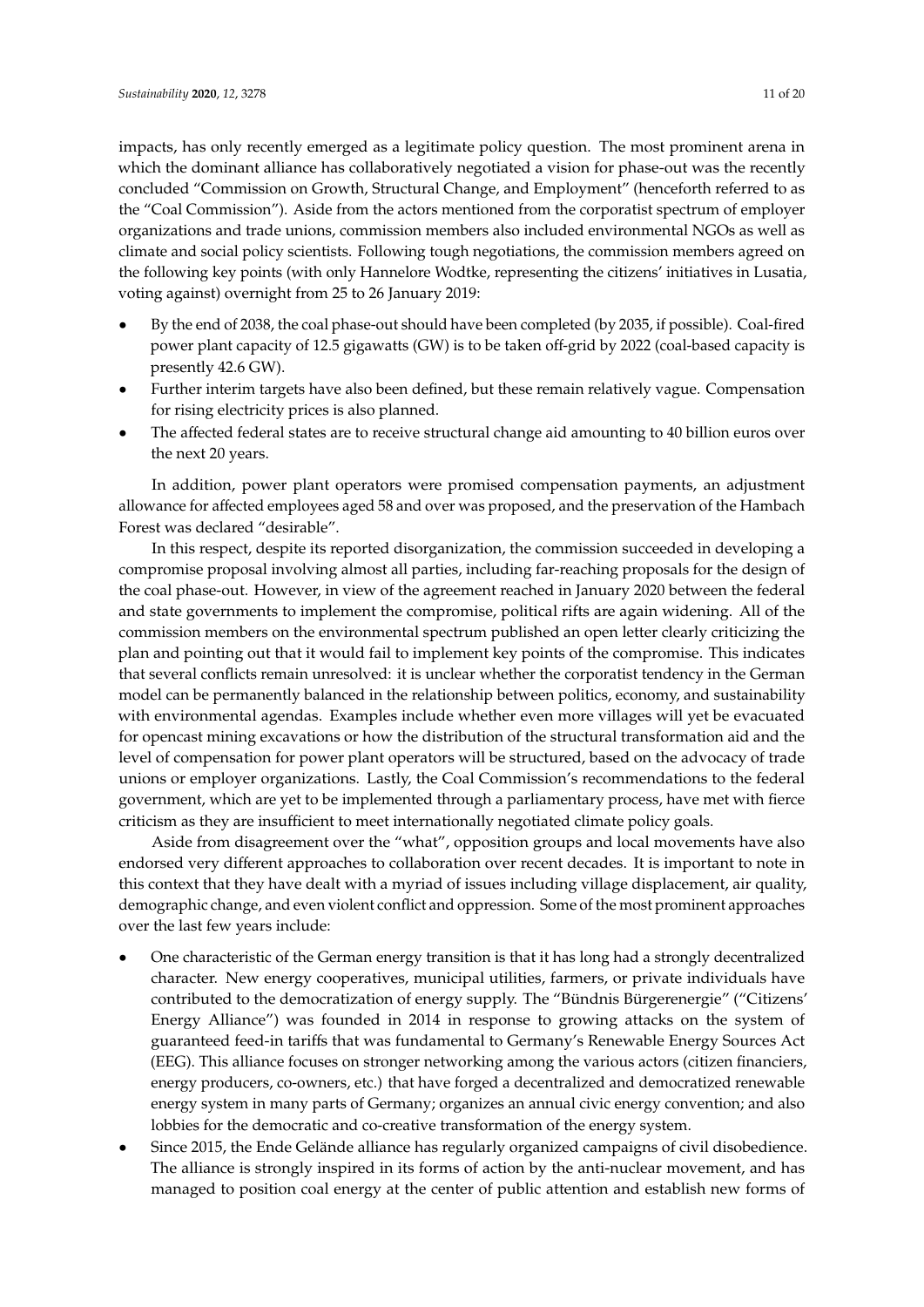impacts, has only recently emerged as a legitimate policy question. The most prominent arena in which the dominant alliance has collaboratively negotiated a vision for phase-out was the recently concluded "Commission on Growth, Structural Change, and Employment" (henceforth referred to as the "Coal Commission"). Aside from the actors mentioned from the corporatist spectrum of employer organizations and trade unions, commission members also included environmental NGOs as well as climate and social policy scientists. Following tough negotiations, the commission members agreed on the following key points (with only Hannelore Wodtke, representing the citizens' initiatives in Lusatia, voting against) overnight from 25 to 26 January 2019:

- By the end of 2038, the coal phase-out should have been completed (by 2035, if possible). Coal-fired power plant capacity of 12.5 gigawatts (GW) is to be taken off-grid by 2022 (coal-based capacity is presently 42.6 GW).
- Further interim targets have also been defined, but these remain relatively vague. Compensation for rising electricity prices is also planned.
- The affected federal states are to receive structural change aid amounting to 40 billion euros over the next 20 years.

In addition, power plant operators were promised compensation payments, an adjustment allowance for affected employees aged 58 and over was proposed, and the preservation of the Hambach Forest was declared "desirable".

In this respect, despite its reported disorganization, the commission succeeded in developing a compromise proposal involving almost all parties, including far-reaching proposals for the design of the coal phase-out. However, in view of the agreement reached in January 2020 between the federal and state governments to implement the compromise, political rifts are again widening. All of the commission members on the environmental spectrum published an open letter clearly criticizing the plan and pointing out that it would fail to implement key points of the compromise. This indicates that several conflicts remain unresolved: it is unclear whether the corporatist tendency in the German model can be permanently balanced in the relationship between politics, economy, and sustainability with environmental agendas. Examples include whether even more villages will yet be evacuated for opencast mining excavations or how the distribution of the structural transformation aid and the level of compensation for power plant operators will be structured, based on the advocacy of trade unions or employer organizations. Lastly, the Coal Commission's recommendations to the federal government, which are yet to be implemented through a parliamentary process, have met with fierce criticism as they are insufficient to meet internationally negotiated climate policy goals.

Aside from disagreement over the "what", opposition groups and local movements have also endorsed very different approaches to collaboration over recent decades. It is important to note in this context that they have dealt with a myriad of issues including village displacement, air quality, demographic change, and even violent conflict and oppression. Some of the most prominent approaches over the last few years include:

- One characteristic of the German energy transition is that it has long had a strongly decentralized character. New energy cooperatives, municipal utilities, farmers, or private individuals have contributed to the democratization of energy supply. The "Bündnis Bürgerenergie" ("Citizens' Energy Alliance") was founded in 2014 in response to growing attacks on the system of guaranteed feed-in tariffs that was fundamental to Germany's Renewable Energy Sources Act (EEG). This alliance focuses on stronger networking among the various actors (citizen financiers, energy producers, co-owners, etc.) that have forged a decentralized and democratized renewable energy system in many parts of Germany; organizes an annual civic energy convention; and also lobbies for the democratic and co-creative transformation of the energy system.
- Since 2015, the Ende Gelände alliance has regularly organized campaigns of civil disobedience. The alliance is strongly inspired in its forms of action by the anti-nuclear movement, and has managed to position coal energy at the center of public attention and establish new forms of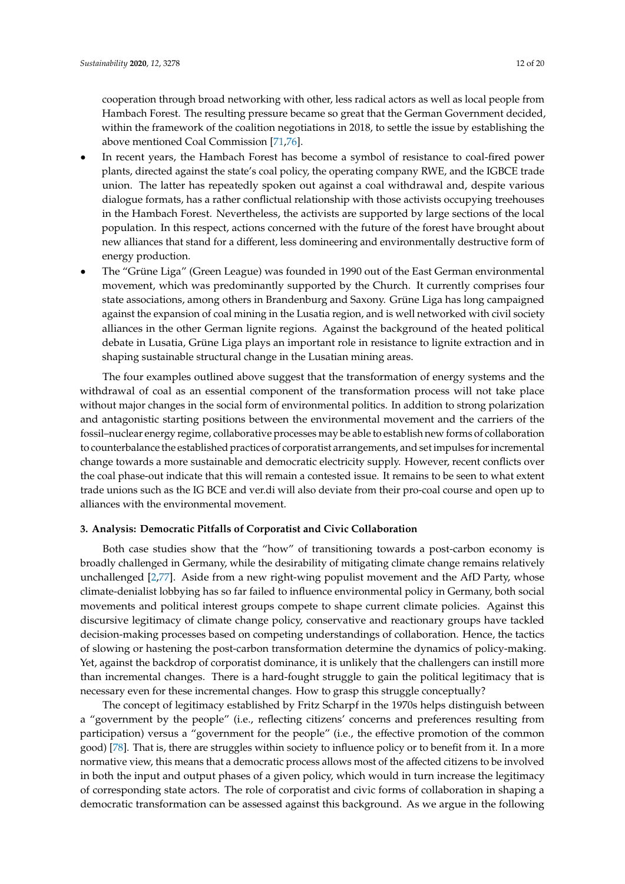cooperation through broad networking with other, less radical actors as well as local people from Hambach Forest. The resulting pressure became so great that the German Government decided, within the framework of the coalition negotiations in 2018, to settle the issue by establishing the above mentioned Coal Commission [71,76].

- In recent years, the Hambach Forest has become a symbol of resistance to coal-fired power plants, directed against the state's coal policy, the operating company RWE, and the IGBCE trade union. The latter has repeatedly spoken out against a coal withdrawal and, despite various dialogue formats, has a rather conflictual relationship with those activists occupying treehouses in the Hambach Forest. Nevertheless, the activists are supported by large sections of the local population. In this respect, actions concerned with the future of the forest have brought about new alliances that stand for a different, less domineering and environmentally destructive form of energy production.
- The "Grüne Liga" (Green League) was founded in 1990 out of the East German environmental movement, which was predominantly supported by the Church. It currently comprises four state associations, among others in Brandenburg and Saxony. Grüne Liga has long campaigned against the expansion of coal mining in the Lusatia region, and is well networked with civil society alliances in the other German lignite regions. Against the background of the heated political debate in Lusatia, Grüne Liga plays an important role in resistance to lignite extraction and in shaping sustainable structural change in the Lusatian mining areas.

The four examples outlined above suggest that the transformation of energy systems and the withdrawal of coal as an essential component of the transformation process will not take place without major changes in the social form of environmental politics. In addition to strong polarization and antagonistic starting positions between the environmental movement and the carriers of the fossil–nuclear energy regime, collaborative processes may be able to establish new forms of collaboration to counterbalance the established practices of corporatist arrangements, and set impulses for incremental change towards a more sustainable and democratic electricity supply. However, recent conflicts over the coal phase-out indicate that this will remain a contested issue. It remains to be seen to what extent trade unions such as the IG BCE and ver.di will also deviate from their pro-coal course and open up to alliances with the environmental movement.

## 3. Analysis: Democratic Pitfalls of Corporatist and Civic Collaboration

Both case studies show that the "how" of transitioning towards a post-carbon economy is broadly challenged in Germany, while the desirability of mitigating climate change remains relatively unchallenged [2,77]. Aside from a new right-wing populist movement and the AfD Party, whose climate-denialist lobbying has so far failed to influence environmental policy in Germany, both social movements and political interest groups compete to shape current climate policies. Against this discursive legitimacy of climate change policy, conservative and reactionary groups have tackled decision-making processes based on competing understandings of collaboration. Hence, the tactics of slowing or hastening the post-carbon transformation determine the dynamics of policy-making. Yet, against the backdrop of corporatist dominance, it is unlikely that the challengers can instill more than incremental changes. There is a hard-fought struggle to gain the political legitimacy that is necessary even for these incremental changes. How to grasp this struggle conceptually?

The concept of legitimacy established by Fritz Scharpf in the 1970s helps distinguish between a "government by the people" (i.e., reflecting citizens' concerns and preferences resulting from participation) versus a "government for the people" (i.e., the effective promotion of the common good) [78]. That is, there are struggles within society to influence policy or to benefit from it. In a more normative view, this means that a democratic process allows most of the affected citizens to be involved in both the input and output phases of a given policy, which would in turn increase the legitimacy of corresponding state actors. The role of corporatist and civic forms of collaboration in shaping a democratic transformation can be assessed against this background. As we argue in the following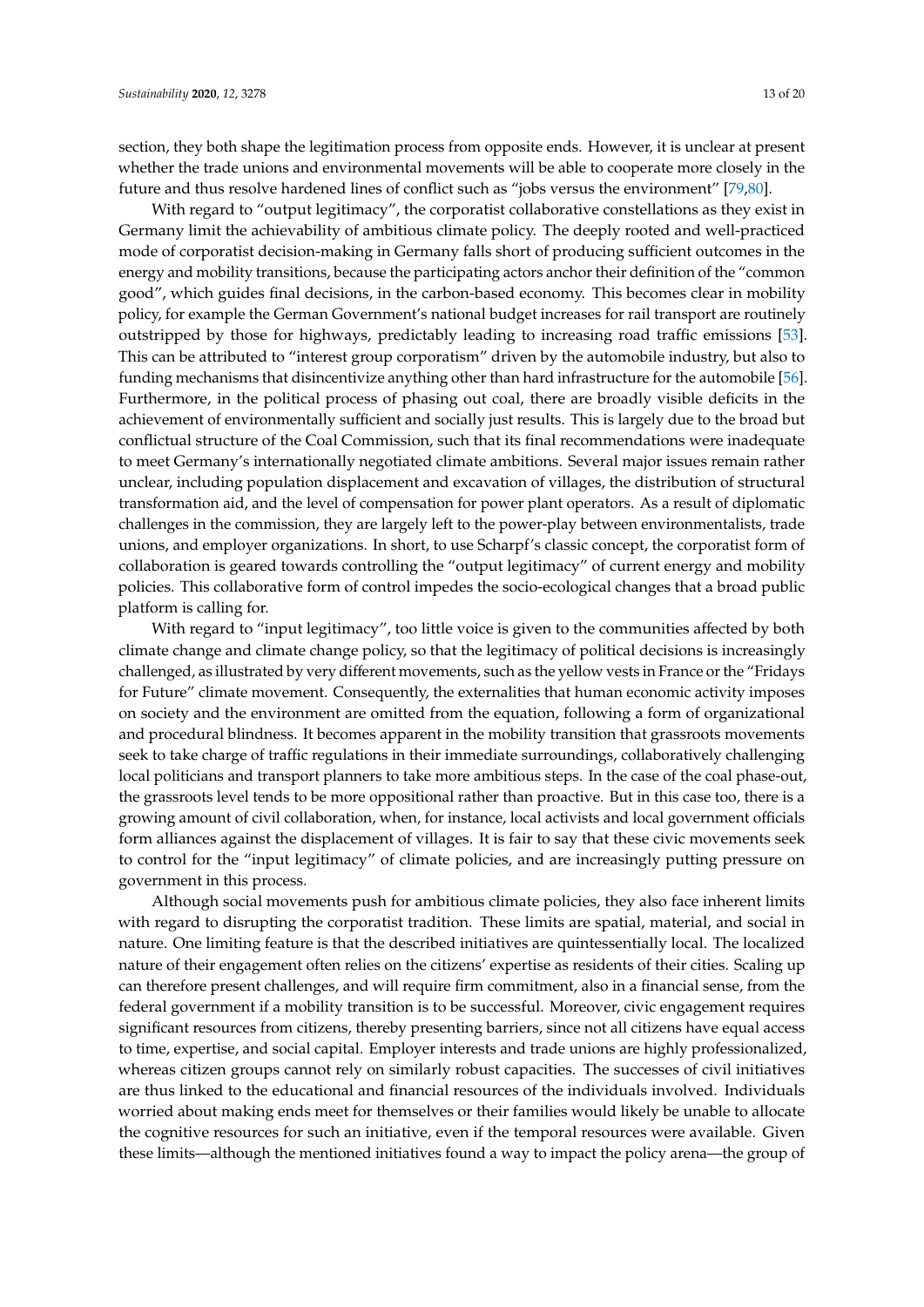section, they both shape the legitimation process from opposite ends. However, it is unclear at present whether the trade unions and environmental movements will be able to cooperate more closely in the future and thus resolve hardened lines of conflict such as "jobs versus the environment" [79,80].

With regard to "output legitimacy", the corporatist collaborative constellations as they exist in Germany limit the achievability of ambitious climate policy. The deeply rooted and well-practiced mode of corporatist decision-making in Germany falls short of producing sufficient outcomes in the energy and mobility transitions, because the participating actors anchor their definition of the "common good", which guides final decisions, in the carbon-based economy. This becomes clear in mobility policy, for example the German Government's national budget increases for rail transport are routinely outstripped by those for highways, predictably leading to increasing road traffic emissions [53]. This can be attributed to "interest group corporatism" driven by the automobile industry, but also to funding mechanisms that disincentivize anything other than hard infrastructure for the automobile [56]. Furthermore, in the political process of phasing out coal, there are broadly visible deficits in the achievement of environmentally sufficient and socially just results. This is largely due to the broad but conflictual structure of the Coal Commission, such that its final recommendations were inadequate to meet Germany's internationally negotiated climate ambitions. Several major issues remain rather unclear, including population displacement and excavation of villages, the distribution of structural transformation aid, and the level of compensation for power plant operators. As a result of diplomatic challenges in the commission, they are largely left to the power-play between environmentalists, trade unions, and employer organizations. In short, to use Scharpf's classic concept, the corporatist form of collaboration is geared towards controlling the "output legitimacy" of current energy and mobility policies. This collaborative form of control impedes the socio-ecological changes that a broad public platform is calling for.

With regard to "input legitimacy", too little voice is given to the communities affected by both climate change and climate change policy, so that the legitimacy of political decisions is increasingly challenged, as illustrated by very different movements, such as the yellow vests in France or the "Fridays for Future" climate movement. Consequently, the externalities that human economic activity imposes on society and the environment are omitted from the equation, following a form of organizational and procedural blindness. It becomes apparent in the mobility transition that grassroots movements seek to take charge of traffic regulations in their immediate surroundings, collaboratively challenging local politicians and transport planners to take more ambitious steps. In the case of the coal phase-out, the grassroots level tends to be more oppositional rather than proactive. But in this case too, there is a growing amount of civil collaboration, when, for instance, local activists and local government officials form alliances against the displacement of villages. It is fair to say that these civic movements seek to control for the "input legitimacy" of climate policies, and are increasingly putting pressure on government in this process.

Although social movements push for ambitious climate policies, they also face inherent limits with regard to disrupting the corporatist tradition. These limits are spatial, material, and social in nature. One limiting feature is that the described initiatives are quintessentially local. The localized nature of their engagement often relies on the citizens' expertise as residents of their cities. Scaling up can therefore present challenges, and will require firm commitment, also in a financial sense, from the federal government if a mobility transition is to be successful. Moreover, civic engagement requires significant resources from citizens, thereby presenting barriers, since not all citizens have equal access to time, expertise, and social capital. Employer interests and trade unions are highly professionalized, whereas citizen groups cannot rely on similarly robust capacities. The successes of civil initiatives are thus linked to the educational and financial resources of the individuals involved. Individuals worried about making ends meet for themselves or their families would likely be unable to allocate the cognitive resources for such an initiative, even if the temporal resources were available. Given these limits—although the mentioned initiatives found a way to impact the policy arena—the group of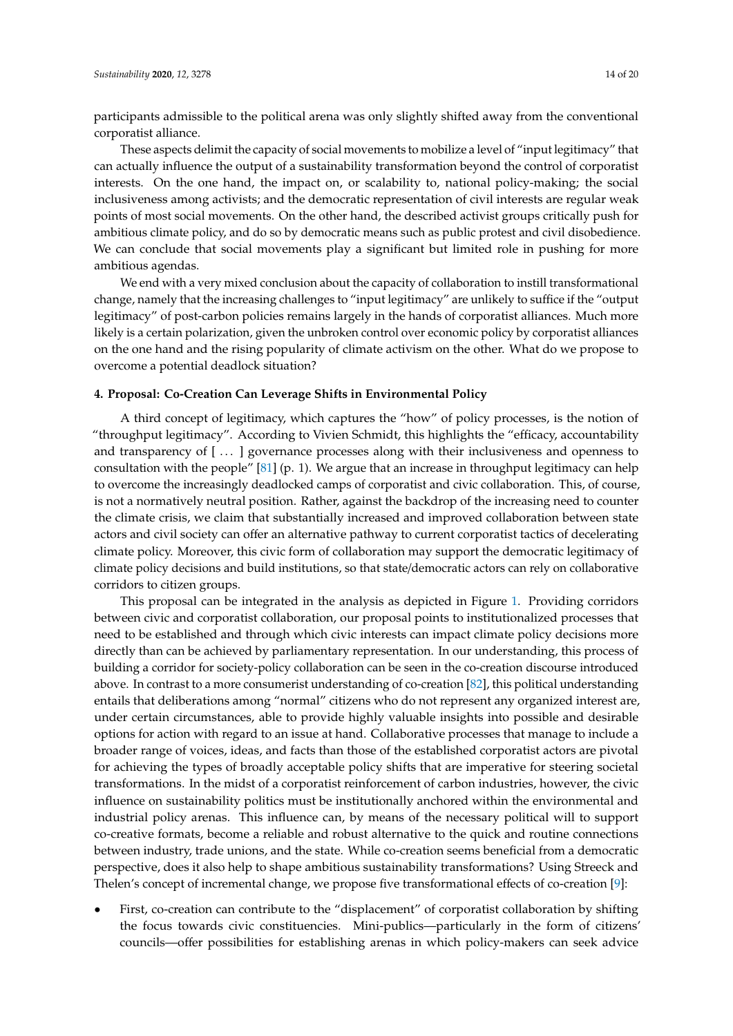participants admissible to the political arena was only slightly shifted away from the conventional corporatist alliance.

These aspects delimit the capacity of social movements to mobilize a level of "input legitimacy" that can actually influence the output of a sustainability transformation beyond the control of corporatist interests. On the one hand, the impact on, or scalability to, national policy-making; the social inclusiveness among activists; and the democratic representation of civil interests are regular weak points of most social movements. On the other hand, the described activist groups critically push for ambitious climate policy, and do so by democratic means such as public protest and civil disobedience. We can conclude that social movements play a significant but limited role in pushing for more ambitious agendas.

We end with a very mixed conclusion about the capacity of collaboration to instill transformational change, namely that the increasing challenges to "input legitimacy" are unlikely to suffice if the "output legitimacy" of post-carbon policies remains largely in the hands of corporatist alliances. Much more likely is a certain polarization, given the unbroken control over economic policy by corporatist alliances on the one hand and the rising popularity of climate activism on the other. What do we propose to overcome a potential deadlock situation?

## 4. Proposal: Co-Creation Can Leverage Shifts in Environmental Policy

A third concept of legitimacy, which captures the "how" of policy processes, is the notion of "throughput legitimacy". According to Vivien Schmidt, this highlights the "efficacy, accountability and transparency of [ ... ] governance processes along with their inclusiveness and openness to consultation with the people" [81] (p. 1). We argue that an increase in throughput legitimacy can help to overcome the increasingly deadlocked camps of corporatist and civic collaboration. This, of course, is not a normatively neutral position. Rather, against the backdrop of the increasing need to counter the climate crisis, we claim that substantially increased and improved collaboration between state actors and civil society can offer an alternative pathway to current corporatist tactics of decelerating climate policy. Moreover, this civic form of collaboration may support the democratic legitimacy of climate policy decisions and build institutions, so that state/democratic actors can rely on collaborative corridors to citizen groups.

This proposal can be integrated in the analysis as depicted in Figure 1. Providing corridors between civic and corporatist collaboration, our proposal points to institutionalized processes that need to be established and through which civic interests can impact climate policy decisions more directly than can be achieved by parliamentary representation. In our understanding, this process of building a corridor for society-policy collaboration can be seen in the co-creation discourse introduced above. In contrast to a more consumerist understanding of co-creation [82], this political understanding entails that deliberations among "normal" citizens who do not represent any organized interest are, under certain circumstances, able to provide highly valuable insights into possible and desirable options for action with regard to an issue at hand. Collaborative processes that manage to include a broader range of voices, ideas, and facts than those of the established corporatist actors are pivotal for achieving the types of broadly acceptable policy shifts that are imperative for steering societal transformations. In the midst of a corporatist reinforcement of carbon industries, however, the civic influence on sustainability politics must be institutionally anchored within the environmental and industrial policy arenas. This influence can, by means of the necessary political will to support co-creative formats, become a reliable and robust alternative to the quick and routine connections between industry, trade unions, and the state. While co-creation seems beneficial from a democratic perspective, does it also help to shape ambitious sustainability transformations? Using Streeck and Thelen's concept of incremental change, we propose five transformational effects of co-creation [9]:

- First, co-creation can contribute to the "displacement" of corporatist collaboration by shifting the focus towards civic constituencies. Mini-publics—particularly in the form of citizens' councils—offer possibilities for establishing arenas in which policy-makers can seek advice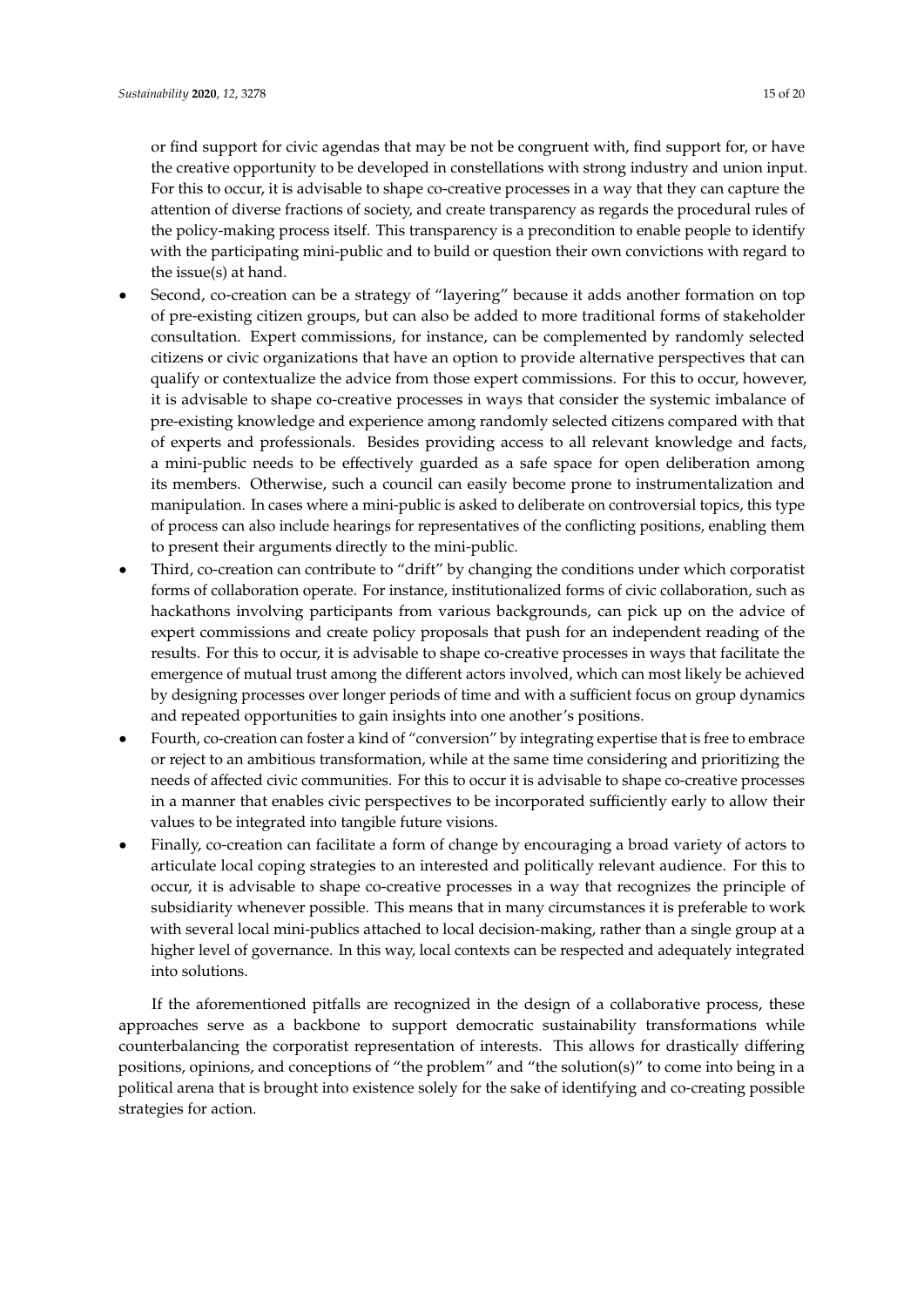or find support for civic agendas that may be not be congruent with, find support for, or have the creative opportunity to be developed in constellations with strong industry and union input. For this to occur, it is advisable to shape co-creative processes in a way that they can capture the attention of diverse fractions of society, and create transparency as regards the procedural rules of the policy-making process itself. This transparency is a precondition to enable people to identify with the participating mini-public and to build or question their own convictions with regard to the issue(s) at hand.

- Second, co-creation can be a strategy of "layering" because it adds another formation on top of pre-existing citizen groups, but can also be added to more traditional forms of stakeholder consultation. Expert commissions, for instance, can be complemented by randomly selected citizens or civic organizations that have an option to provide alternative perspectives that can qualify or contextualize the advice from those expert commissions. For this to occur, however, it is advisable to shape co-creative processes in ways that consider the systemic imbalance of pre-existing knowledge and experience among randomly selected citizens compared with that of experts and professionals. Besides providing access to all relevant knowledge and facts, a mini-public needs to be effectively guarded as a safe space for open deliberation among its members. Otherwise, such a council can easily become prone to instrumentalization and manipulation. In cases where a mini-public is asked to deliberate on controversial topics, this type of process can also include hearings for representatives of the conflicting positions, enabling them to present their arguments directly to the mini-public.
- Third, co-creation can contribute to "drift" by changing the conditions under which corporatist forms of collaboration operate. For instance, institutionalized forms of civic collaboration, such as hackathons involving participants from various backgrounds, can pick up on the advice of expert commissions and create policy proposals that push for an independent reading of the results. For this to occur, it is advisable to shape co-creative processes in ways that facilitate the emergence of mutual trust among the different actors involved, which can most likely be achieved by designing processes over longer periods of time and with a sufficient focus on group dynamics and repeated opportunities to gain insights into one another's positions.
- Fourth, co-creation can foster a kind of "conversion" by integrating expertise that is free to embrace or reject to an ambitious transformation, while at the same time considering and prioritizing the needs of affected civic communities. For this to occur it is advisable to shape co-creative processes in a manner that enables civic perspectives to be incorporated sufficiently early to allow their values to be integrated into tangible future visions.
- Finally, co-creation can facilitate a form of change by encouraging a broad variety of actors to articulate local coping strategies to an interested and politically relevant audience. For this to occur, it is advisable to shape co-creative processes in a way that recognizes the principle of subsidiarity whenever possible. This means that in many circumstances it is preferable to work with several local mini-publics attached to local decision-making, rather than a single group at a higher level of governance. In this way, local contexts can be respected and adequately integrated into solutions.

If the aforementioned pitfalls are recognized in the design of a collaborative process, these approaches serve as a backbone to support democratic sustainability transformations while counterbalancing the corporatist representation of interests. This allows for drastically differing positions, opinions, and conceptions of "the problem" and "the solution(s)" to come into being in a political arena that is brought into existence solely for the sake of identifying and co-creating possible strategies for action.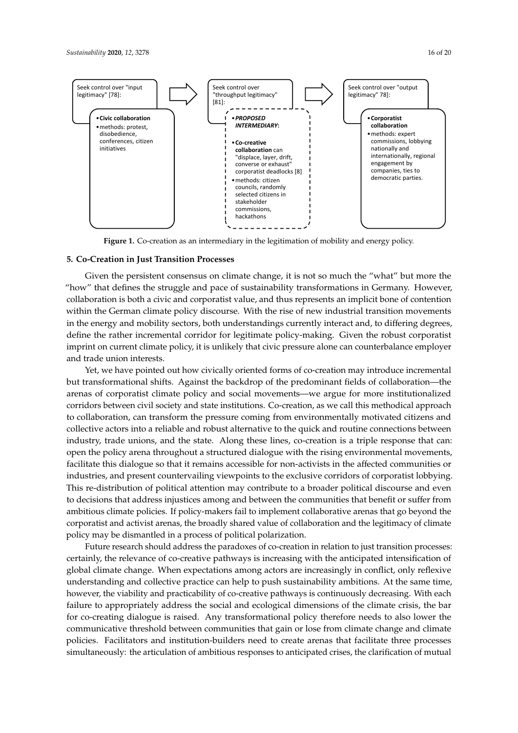Seek control over "input legitimacy" [78]:

- **Civic collaboration**
- methods: protest, disobedience, conferences, citizen initiatives

Seek control over "throughput legitimacy" [81]:

- ***PROPOSED INTERMEDIARY***:
- **Co-creative collaboration** can "displace, layer, drift, converse or exhaust" corporatist deadlocks [8]
- methods: citizen councils, randomly selected citizens in stakeholder commissions, hackathons

Seek control over "output legitimacy" 78]:

- **Corporatist collaboration**
- methods: expert commissions, lobbying nationally and internationally, regional engagement by companies, ties to democratic parties.

**Figure 1.** Co-creation as an intermediary in the legitimation of mobility and energy policy.

## 5. Co-Creation in Just Transition Processes

Given the persistent consensus on climate change, it is not so much the "what" but more the "how" that defines the struggle and pace of sustainability transformations in Germany. However, collaboration is both a civic and corporatist value, and thus represents an implicit bone of contention within the German climate policy discourse. With the rise of new industrial transition movements in the energy and mobility sectors, both understandings currently interact and, to differing degrees, define the rather incremental corridor for legitimate policy-making. Given the robust corporatist imprint on current climate policy, it is unlikely that civic pressure alone can counterbalance employer and trade union interests.

Yet, we have pointed out how civically oriented forms of co-creation may introduce incremental but transformational shifts. Against the backdrop of the predominant fields of collaboration—the arenas of corporatist climate policy and social movements—we argue for more institutionalized corridors between civil society and state institutions. Co-creation, as we call this methodical approach to collaboration, can transform the pressure coming from environmentally motivated citizens and collective actors into a reliable and robust alternative to the quick and routine connections between industry, trade unions, and the state. Along these lines, co-creation is a triple response that can: open the policy arena throughout a structured dialogue with the rising environmental movements, facilitate this dialogue so that it remains accessible for non-activists in the affected communities or industries, and present countervailing viewpoints to the exclusive corridors of corporatist lobbying. This re-distribution of political attention may contribute to a broader political discourse and even to decisions that address injustices among and between the communities that benefit or suffer from ambitious climate policies. If policy-makers fail to implement collaborative arenas that go beyond the corporatist and activist arenas, the broadly shared value of collaboration and the legitimacy of climate policy may be dismantled in a process of political polarization.

Future research should address the paradoxes of co-creation in relation to just transition processes: certainly, the relevance of co-creative pathways is increasing with the anticipated intensification of global climate change. When expectations among actors are increasingly in conflict, only reflexive understanding and collective practice can help to push sustainability ambitions. At the same time, however, the viability and practicability of co-creative pathways is continuously decreasing. With each failure to appropriately address the social and ecological dimensions of the climate crisis, the bar for co-creating dialogue is raised. Any transformational policy therefore needs to also lower the communicative threshold between communities that gain or lose from climate change and climate policies. Facilitators and institution-builders need to create arenas that facilitate three processes simultaneously: the articulation of ambitious responses to anticipated crises, the clarification of mutual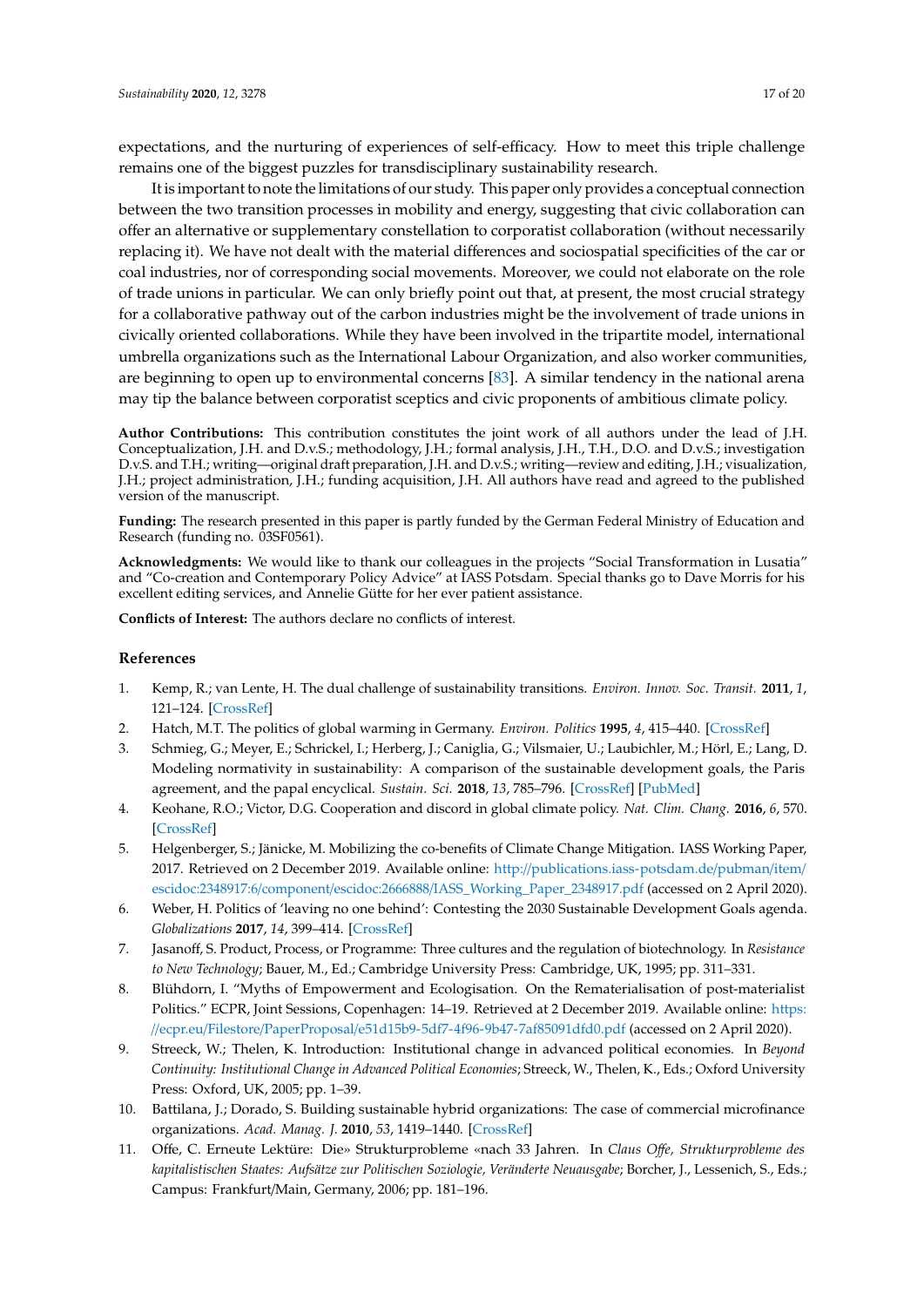expectations, and the nurturing of experiences of self-efficacy. How to meet this triple challenge remains one of the biggest puzzles for transdisciplinary sustainability research.

It is important to note the limitations of our study. This paper only provides a conceptual connection between the two transition processes in mobility and energy, suggesting that civic collaboration can offer an alternative or supplementary constellation to corporatist collaboration (without necessarily replacing it). We have not dealt with the material differences and sociospatial specificities of the car or coal industries, nor of corresponding social movements. Moreover, we could not elaborate on the role of trade unions in particular. We can only briefly point out that, at present, the most crucial strategy for a collaborative pathway out of the carbon industries might be the involvement of trade unions in civically oriented collaborations. While they have been involved in the tripartite model, international umbrella organizations such as the International Labour Organization, and also worker communities, are beginning to open up to environmental concerns [83]. A similar tendency in the national arena may tip the balance between corporatist sceptics and civic proponents of ambitious climate policy.

**Author Contributions:** This contribution constitutes the joint work of all authors under the lead of J.H. Conceptualization, J.H. and D.v.S.; methodology, J.H.; formal analysis, J.H., T.H., D.O. and D.v.S.; investigation D.v.S. and T.H.; writing—original draft preparation, J.H. and D.v.S.; writing—review and editing, J.H.; visualization, J.H.; project administration, J.H.; funding acquisition, J.H. All authors have read and agreed to the published version of the manuscript.

**Funding:** The research presented in this paper is partly funded by the German Federal Ministry of Education and Research (funding no. 03SF0561).

**Acknowledgments:** We would like to thank our colleagues in the projects "Social Transformation in Lusatia" and "Co-creation and Contemporary Policy Advice" at IASS Potsdam. Special thanks go to Dave Morris for his excellent editing services, and Annelie Gütte for her ever patient assistance.

**Conflicts of Interest:** The authors declare no conflicts of interest.

## References

1. Kemp, R.; van Lente, H. The dual challenge of sustainability transitions. *Environ. Innov. Soc. Transit.* **2011**, *1*, 121–124. [CrossRef]
2. Hatch, M.T. The politics of global warming in Germany. *Environ. Politics* **1995**, *4*, 415–440. [CrossRef]
3. Schmieg, G.; Meyer, E.; Schrickel, I.; Herberg, J.; Caniglia, G.; Vilsmaier, U.; Laubichler, M.; Hörl, E.; Lang, D. Modeling normativity in sustainability: A comparison of the sustainable development goals, the Paris agreement, and the papal encyclical. *Sustain. Sci.* **2018**, *13*, 785–796. [CrossRef] [PubMed]
4. Keohane, R.O.; Victor, D.G. Cooperation and discord in global climate policy. *Nat. Clim. Chang.* **2016**, *6*, 570. [CrossRef]
5. Helgenberger, S.; Jänicke, M. Mobilizing the co-benefits of Climate Change Mitigation. IASS Working Paper, 2017. Retrieved on 2 December 2019. Available online: http://publications.iass-potsdam.de/pubman/item/escidoc:2348917:6/component/escidoc:2666888/IASS_Working_Paper_2348917.pdf (accessed on 2 April 2020).
6. Weber, H. Politics of 'leaving no one behind': Contesting the 2030 Sustainable Development Goals agenda. *Globalizations* **2017**, *14*, 399–414. [CrossRef]
7. Jasanoff, S. Product, Process, or Programme: Three cultures and the regulation of biotechnology. In *Resistance to New Technology*; Bauer, M., Ed.; Cambridge University Press: Cambridge, UK, 1995; pp. 311–331.
8. Blühdorn, I. "Myths of Empowerment and Ecologisation. On the Rematerialisation of post-materialist Politics." ECPR, Joint Sessions, Copenhagen: 14–19. Retrieved at 2 December 2019. Available online: https://ecpr.eu/Filestore/PaperProposal/e51d15b9-5df7-4f96-9b47-7af85091dfd0.pdf (accessed on 2 April 2020).
9. Streeck, W.; Thelen, K. Introduction: Institutional change in advanced political economies. In *Beyond Continuity: Institutional Change in Advanced Political Economies*; Streeck, W., Thelen, K., Eds.; Oxford University Press: Oxford, UK, 2005; pp. 1–39.
10. Battilana, J.; Dorado, S. Building sustainable hybrid organizations: The case of commercial microfinance organizations. *Acad. Manag. J.* **2010**, *53*, 1419–1440. [CrossRef]
11. Offe, C. Erneute Lektüre: Die» Strukturprobleme «nach 33 Jahren. In *Claus Offe, Strukturprobleme des kapitalistischen Staates: Aufsätze zur Politischen Soziologie, Veränderte Neuausgabe*; Borcher, J., Lessenich, S., Eds.; Campus: Frankfurt/Main, Germany, 2006; pp. 181–196.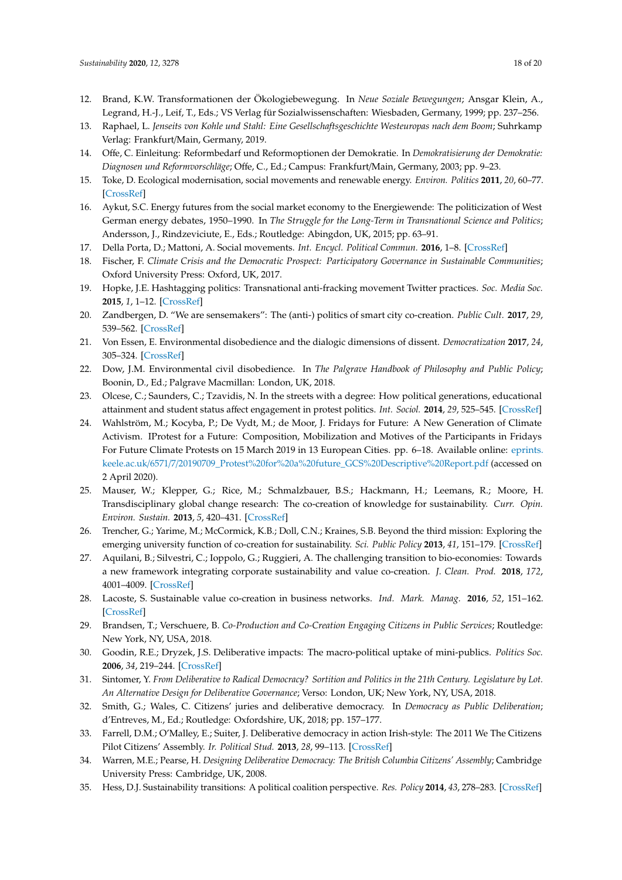12. Brand, K.W. Transformationen der Ökologiebewegung. In *Neue Soziale Bewegungen*; Ansgar Klein, A., Legrand, H.-J., Leif, T., Eds.; VS Verlag für Sozialwissenschaften: Wiesbaden, Germany, 1999; pp. 237–256.
13. Raphael, L. *Jenseits von Kohle und Stahl: Eine Gesellschaftsgeschichte Westeuropas nach dem Boom*; Suhrkamp Verlag: Frankfurt/Main, Germany, 2019.
14. Offe, C. Einleitung: Reformbedarf und Reformoptionen der Demokratie. In *Demokratisierung der Demokratie: Diagnosen und Reformvorschläge*; Offe, C., Ed.; Campus: Frankfurt/Main, Germany, 2003; pp. 9–23.
15. Toke, D. Ecological modernisation, social movements and renewable energy. *Environ. Politics* **2011**, *20*, 60–77. [CrossRef]
16. Aykut, S.C. Energy futures from the social market economy to the Energiewende: The politicization of West German energy debates, 1950–1990. In *The Struggle for the Long-Term in Transnational Science and Politics*; Andersson, J., Rindzeviciute, E., Eds.; Routledge: Abingdon, UK, 2015; pp. 63–91.
17. Della Porta, D.; Mattoni, A. Social movements. *Int. Encycl. Political Commun.* **2016**, 1–8. [CrossRef]
18. Fischer, F. *Climate Crisis and the Democratic Prospect: Participatory Governance in Sustainable Communities*; Oxford University Press: Oxford, UK, 2017.
19. Hopke, J.E. Hashtagging politics: Transnational anti-fracking movement Twitter practices. *Soc. Media Soc.* **2015**, *1*, 1–12. [CrossRef]
20. Zandbergen, D. "We are sensemakers": The (anti-) politics of smart city co-creation. *Public Cult.* **2017**, *29*, 539–562. [CrossRef]
21. Von Essen, E. Environmental disobedience and the dialogic dimensions of dissent. *Democratization* **2017**, *24*, 305–324. [CrossRef]
22. Dow, J.M. Environmental civil disobedience. In *The Palgrave Handbook of Philosophy and Public Policy*; Boonin, D., Ed.; Palgrave Macmillan: London, UK, 2018.
23. Olcese, C.; Saunders, C.; Tzavidis, N. In the streets with a degree: How political generations, educational attainment and student status affect engagement in protest politics. *Int. Sociol.* **2014**, *29*, 525–545. [CrossRef]
24. Wahlström, M.; Kocyba, P.; De Vydt, M.; de Moor, J. Fridays for Future: A New Generation of Climate Activism. IProtest for a Future: Composition, Mobilization and Motives of the Participants in Fridays For Future Climate Protests on 15 March 2019 in 13 European Cities. pp. 6–18. Available online: eprints.keele.ac.uk/6571/7/20190709_Protest%20for%20a%20future_GCS%20Descriptive%20Report.pdf (accessed on 2 April 2020).
25. Mauser, W.; Klepper, G.; Rice, M.; Schmalzbauer, B.S.; Hackmann, H.; Leemans, R.; Moore, H. Transdisciplinary global change research: The co-creation of knowledge for sustainability. *Curr. Opin. Environ. Sustain.* **2013**, *5*, 420–431. [CrossRef]
26. Trencher, G.; Yarime, M.; McCormick, K.B.; Doll, C.N.; Kraines, S.B. Beyond the third mission: Exploring the emerging university function of co-creation for sustainability. *Sci. Public Policy* **2013**, *41*, 151–179. [CrossRef]
27. Aquilani, B.; Silvestri, C.; Ioppolo, G.; Ruggieri, A. The challenging transition to bio-economies: Towards a new framework integrating corporate sustainability and value co-creation. *J. Clean. Prod.* **2018**, *172*, 4001–4009. [CrossRef]
28. Lacoste, S. Sustainable value co-creation in business networks. *Ind. Mark. Manag.* **2016**, *52*, 151–162. [CrossRef]
29. Brandsen, T.; Verschuere, B. *Co-Production and Co-Creation Engaging Citizens in Public Services*; Routledge: New York, NY, USA, 2018.
30. Goodin, R.E.; Dryzek, J.S. Deliberative impacts: The macro-political uptake of mini-publics. *Politics Soc.* **2006**, *34*, 219–244. [CrossRef]
31. Sintomer, Y. *From Deliberative to Radical Democracy? Sortition and Politics in the 21th Century. Legislature by Lot. An Alternative Design for Deliberative Governance*; Verso: London, UK; New York, NY, USA, 2018.
32. Smith, G.; Wales, C. Citizens' juries and deliberative democracy. In *Democracy as Public Deliberation*; d'Entreves, M., Ed.; Routledge: Oxfordshire, UK, 2018; pp. 157–177.
33. Farrell, D.M.; O'Malley, E.; Suiter, J. Deliberative democracy in action Irish-style: The 2011 We The Citizens Pilot Citizens' Assembly. *Ir. Political Stud.* **2013**, *28*, 99–113. [CrossRef]
34. Warren, M.E.; Pearse, H. *Designing Deliberative Democracy: The British Columbia Citizens' Assembly*; Cambridge University Press: Cambridge, UK, 2008.
35. Hess, D.J. Sustainability transitions: A political coalition perspective. *Res. Policy* **2014**, *43*, 278–283. [CrossRef]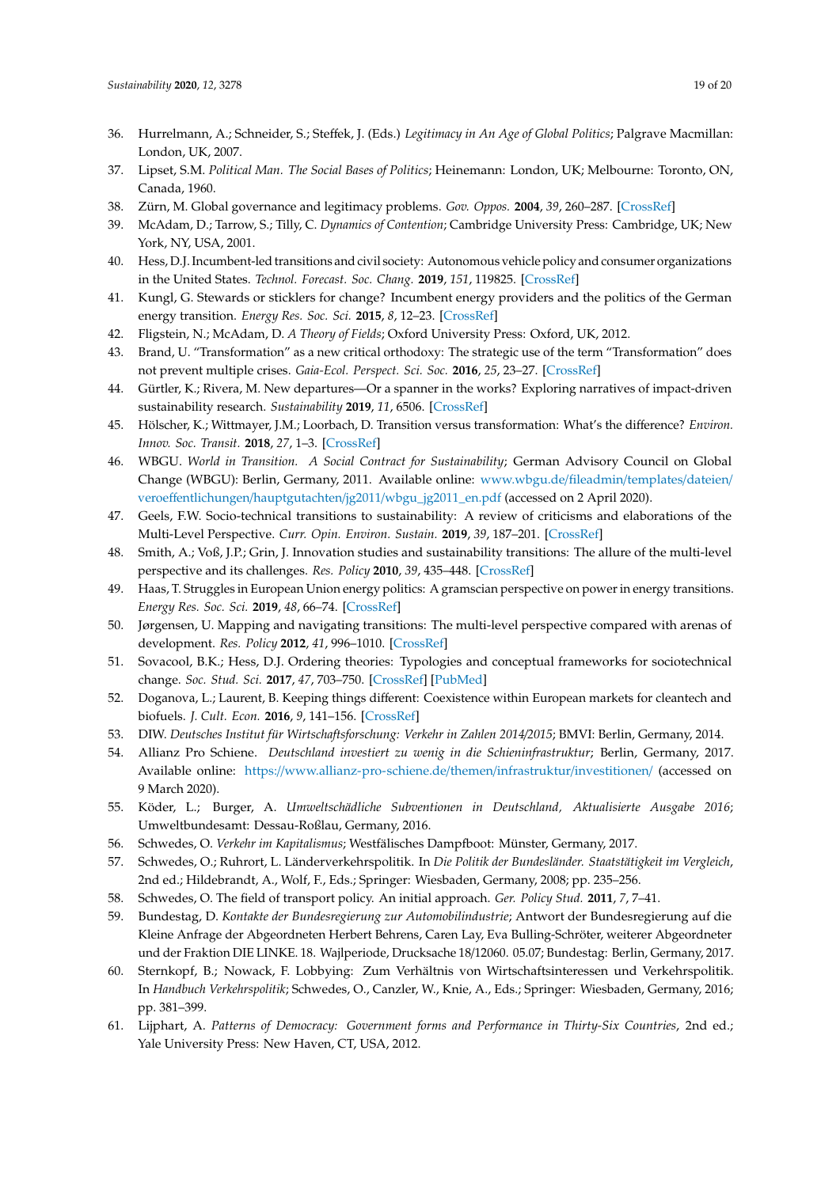36. Hurrelmann, A.; Schneider, S.; Steffek, J. (Eds.) *Legitimacy in An Age of Global Politics*; Palgrave Macmillan: London, UK, 2007.
37. Lipset, S.M. *Political Man. The Social Bases of Politics*; Heinemann: London, UK; Melbourne: Toronto, ON, Canada, 1960.
38. Zürn, M. Global governance and legitimacy problems. *Gov. Oppos.* **2004**, *39*, 260–287. [CrossRef]
39. McAdam, D.; Tarrow, S.; Tilly, C. *Dynamics of Contention*; Cambridge University Press: Cambridge, UK; New York, NY, USA, 2001.
40. Hess, D.J. Incumbent-led transitions and civil society: Autonomous vehicle policy and consumer organizations in the United States. *Technol. Forecast. Soc. Chang.* **2019**, *151*, 119825. [CrossRef]
41. Kungl, G. Stewards or sticklers for change? Incumbent energy providers and the politics of the German energy transition. *Energy Res. Soc. Sci.* **2015**, *8*, 12–23. [CrossRef]
42. Fligstein, N.; McAdam, D. *A Theory of Fields*; Oxford University Press: Oxford, UK, 2012.
43. Brand, U. "Transformation" as a new critical orthodoxy: The strategic use of the term "Transformation" does not prevent multiple crises. *Gaia-Ecol. Perspect. Sci. Soc.* **2016**, *25*, 23–27. [CrossRef]
44. Gürtler, K.; Rivera, M. New departures—Or a spanner in the works? Exploring narratives of impact-driven sustainability research. *Sustainability* **2019**, *11*, 6506. [CrossRef]
45. Hölscher, K.; Wittmayer, J.M.; Loorbach, D. Transition versus transformation: What's the difference? *Environ. Innov. Soc. Transit.* **2018**, *27*, 1–3. [CrossRef]
46. WBGU. *World in Transition. A Social Contract for Sustainability*; German Advisory Council on Global Change (WBGU): Berlin, Germany, 2011. Available online: www.wbgu.de/fileadmin/templates/dateien/veroeffentlichungen/hauptgutachten/jg2011/wbgu_jg2011_en.pdf (accessed on 2 April 2020).
47. Geels, F.W. Socio-technical transitions to sustainability: A review of criticisms and elaborations of the Multi-Level Perspective. *Curr. Opin. Environ. Sustain.* **2019**, *39*, 187–201. [CrossRef]
48. Smith, A.; Voß, J.P.; Grin, J. Innovation studies and sustainability transitions: The allure of the multi-level perspective and its challenges. *Res. Policy* **2010**, *39*, 435–448. [CrossRef]
49. Haas, T. Struggles in European Union energy politics: A gramscian perspective on power in energy transitions. *Energy Res. Soc. Sci.* **2019**, *48*, 66–74. [CrossRef]
50. Jørgensen, U. Mapping and navigating transitions: The multi-level perspective compared with arenas of development. *Res. Policy* **2012**, *41*, 996–1010. [CrossRef]
51. Sovacool, B.K.; Hess, D.J. Ordering theories: Typologies and conceptual frameworks for sociotechnical change. *Soc. Stud. Sci.* **2017**, *47*, 703–750. [CrossRef] [PubMed]
52. Doganova, L.; Laurent, B. Keeping things different: Coexistence within European markets for cleantech and biofuels. *J. Cult. Econ.* **2016**, *9*, 141–156. [CrossRef]
53. DIW. *Deutsches Institut für Wirtschaftsforschung: Verkehr in Zahlen 2014/2015*; BMVI: Berlin, Germany, 2014.
54. Allianz Pro Schiene. *Deutschland investiert zu wenig in die Schieninfrastruktur*; Berlin, Germany, 2017. Available online: https://www.allianz-pro-schiene.de/themen/infrastruktur/investitionen/ (accessed on 9 March 2020).
55. Köder, L.; Burger, A. *Umweltschädliche Subventionen in Deutschland, Aktualisierte Ausgabe 2016*; Umweltbundesamt: Dessau-Roßlau, Germany, 2016.
56. Schwedes, O. *Verkehr im Kapitalismus*; Westfälisches Dampfboot: Münster, Germany, 2017.
57. Schwedes, O.; Ruhrort, L. Länderverkehrspolitik. In *Die Politik der Bundesländer. Staatstätigkeit im Vergleich*, 2nd ed.; Hildebrandt, A., Wolf, F., Eds.; Springer: Wiesbaden, Germany, 2008; pp. 235–256.
58. Schwedes, O. The field of transport policy. An initial approach. *Ger. Policy Stud.* **2011**, *7*, 7–41.
59. Bundestag, D. *Kontakte der Bundesregierung zur Automobilindustrie*; Antwort der Bundesregierung auf die Kleine Anfrage der Abgeordneten Herbert Behrens, Caren Lay, Eva Bulling-Schröter, weiterer Abgeordneter und der Fraktion DIE LINKE. 18. Wajlperiode, Drucksache 18/12060. 05.07; Bundestag: Berlin, Germany, 2017.
60. Sternkopf, B.; Nowack, F. Lobbying: Zum Verhältnis von Wirtschaftsinteressen und Verkehrspolitik. In *Handbuch Verkehrspolitik*; Schwedes, O., Canzler, W., Knie, A., Eds.; Springer: Wiesbaden, Germany, 2016; pp. 381–399.
61. Lijphart, A. *Patterns of Democracy: Government forms and Performance in Thirty-Six Countries*, 2nd ed.; Yale University Press: New Haven, CT, USA, 2012.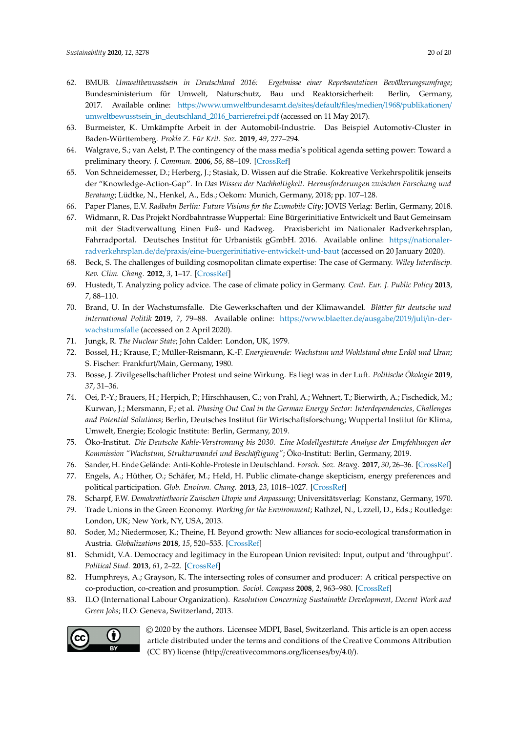62. BMUB. *Umweltbewusstsein in Deutschland 2016: Ergebnisse einer Repräsentativen Bevölkerungsumfrage*; Bundesministerium für Umwelt, Naturschutz, Bau und Reaktorsicherheit: Berlin, Germany, 2017. Available online: https://www.umweltbundesamt.de/sites/default/files/medien/1968/publikationen/umweltbewusstsein_in_deutschland_2016_barrierefrei.pdf (accessed on 11 May 2017).
63. Burmeister, K. Umkämpfte Arbeit in der Automobil-Industrie. Das Beispiel Automotiv-Cluster in Baden-Württemberg. *Prokla Z. Für Krit. Soz.* **2019**, *49*, 277–294.
64. Walgrave, S.; van Aelst, P. The contingency of the mass media's political agenda setting power: Toward a preliminary theory. *J. Commun.* **2006**, *56*, 88–109. [CrossRef]
65. Von Schneidemesser, D.; Herberg, J.; Stasiak, D. Wissen auf die Straße. Kokreative Verkehrspolitik jenseits der "Knowledge-Action-Gap". In *Das Wissen der Nachhaltigkeit. Herausforderungen zwischen Forschung und Beratung*; Lüdtke, N., Henkel, A., Eds.; Oekom: Munich, Germany, 2018; pp. 107–128.
66. Paper Planes, E.V. *Radbahn Berlin: Future Visions for the Ecomobile City*; JOVIS Verlag: Berlin, Germany, 2018.
67. Widmann, R. Das Projekt Nordbahntrasse Wuppertal: Eine Bürgerinitiative Entwickelt und Baut Gemeinsam mit der Stadtverwaltung Einen Fuß- und Radweg. Praxisbericht im Nationaler Radverkehrsplan, Fahrradportal. Deutsches Institut für Urbanistik gGmbH. 2016. Available online: https://nationaler-radverkehrsplan.de/de/praxis/eine-buergerinitiative-entwickelt-und-baut (accessed on 20 January 2020).
68. Beck, S. The challenges of building cosmopolitan climate expertise: The case of Germany. *Wiley Interdiscip. Rev. Clim. Chang.* **2012**, *3*, 1–17. [CrossRef]
69. Hustedt, T. Analyzing policy advice. The case of climate policy in Germany. *Cent. Eur. J. Public Policy* **2013**, *7*, 88–110.
70. Brand, U. In der Wachstumsfalle. Die Gewerkschaften und der Klimawandel. *Blätter für deutsche und international Politik* **2019**, *7*, 79–88. Available online: https://www.blaetter.de/ausgabe/2019/juli/in-der-wachstumsfalle (accessed on 2 April 2020).
71. Jungk, R. *The Nuclear State*; John Calder: London, UK, 1979.
72. Bossel, H.; Krause, F.; Müller-Reismann, K.-F. *Energiewende: Wachstum und Wohlstand ohne Erdöl und Uran*; S. Fischer: Frankfurt/Main, Germany, 1980.
73. Bosse, J. Zivilgesellschaftlicher Protest und seine Wirkung. Es liegt was in der Luft. *Politische Ökologie* **2019**, *37*, 31–36.
74. Oei, P.-Y.; Brauers, H.; Herpich, P.; Hirschhausen, C.; von Prahl, A.; Wehnert, T.; Bierwirth, A.; Fischedick, M.; Kurwan, J.; Mersmann, F.; et al. *Phasing Out Coal in the German Energy Sector: Interdependencies, Challenges and Potential Solutions*; Berlin, Deutsches Institut für Wirtschaftsforschung; Wuppertal Institut für Klima, Umwelt, Energie; Ecologic Institute: Berlin, Germany, 2019.
75. Öko-Institut. *Die Deutsche Kohle-Verstromung bis 2030. Eine Modellgestützte Analyse der Empfehlungen der Kommission "Wachstum, Strukturwandel und Beschäftigung"*; Öko-Institut: Berlin, Germany, 2019.
76. Sander, H. Ende Gelände: Anti-Kohle-Proteste in Deutschland. *Forsch. Soz. Beweg.* **2017**, *30*, 26–36. [CrossRef]
77. Engels, A.; Hüther, O.; Schäfer, M.; Held, H. Public climate-change skepticism, energy preferences and political participation. *Glob. Environ. Chang.* **2013**, *23*, 1018–1027. [CrossRef]
78. Scharpf, F.W. *Demokratietheorie Zwischen Utopie und Anpassung*; Universitätsverlag: Konstanz, Germany, 1970.
79. Trade Unions in the Green Economy. *Working for the Environment*; Rathzel, N., Uzzell, D., Eds.; Routledge: London, UK; New York, NY, USA, 2013.
80. Soder, M.; Niedermoser, K.; Theine, H. Beyond growth: New alliances for socio-ecological transformation in Austria. *Globalizations* **2018**, *15*, 520–535. [CrossRef]
81. Schmidt, V.A. Democracy and legitimacy in the European Union revisited: Input, output and 'throughput'. *Political Stud.* **2013**, *61*, 2–22. [CrossRef]
82. Humphreys, A.; Grayson, K. The intersecting roles of consumer and producer: A critical perspective on co-production, co-creation and prosumption. *Sociol. Compass* **2008**, *2*, 963–980. [CrossRef]
83. ILO (International Labour Organization). *Resolution Concerning Sustainable Development, Decent Work and Green Jobs*; ILO: Geneva, Switzerland, 2013.

© 2020 by the authors. Licensee MDPI, Basel, Switzerland. This article is an open access article distributed under the terms and conditions of the Creative Commons Attribution (CC BY) license (http://creativecommons.org/licenses/by/4.0/).